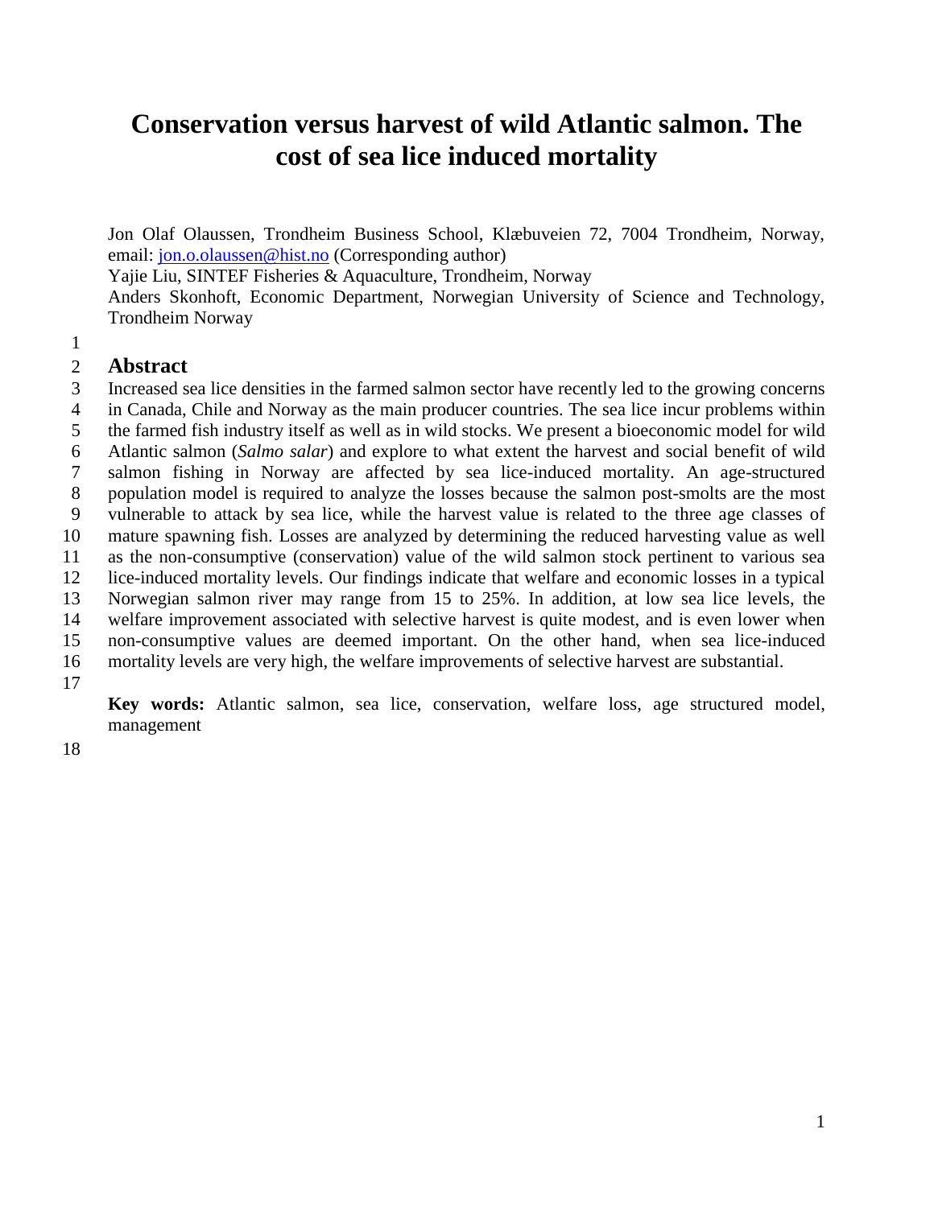# Conservation versus harvest of wild Atlantic salmon. The cost of sea lice induced mortality

Jon Olaf Olaussen, Trondheim Business School, Klæbuveien 72, 7004 Trondheim, Norway, email: jon.o.olaussen@hist.no (Corresponding author)

Yajie Liu, SINTEF Fisheries & Aquaculture, Trondheim, Norway

Anders Skonhoft, Economic Department, Norwegian University of Science and Technology, Trondheim Norway

## Abstract

Increased sea lice densities in the farmed salmon sector have recently led to the growing concerns in Canada, Chile and Norway as the main producer countries. The sea lice incur problems within the farmed fish industry itself as well as in wild stocks. We present a bioeconomic model for wild Atlantic salmon (*Salmo salar*) and explore to what extent the harvest and social benefit of wild salmon fishing in Norway are affected by sea lice-induced mortality. An age-structured population model is required to analyze the losses because the salmon post-smolts are the most vulnerable to attack by sea lice, while the harvest value is related to the three age classes of mature spawning fish. Losses are analyzed by determining the reduced harvesting value as well as the non-consumptive (conservation) value of the wild salmon stock pertinent to various sea lice-induced mortality levels. Our findings indicate that welfare and economic losses in a typical Norwegian salmon river may range from 15 to 25%. In addition, at low sea lice levels, the welfare improvement associated with selective harvest is quite modest, and is even lower when non-consumptive values are deemed important. On the other hand, when sea lice-induced mortality levels are very high, the welfare improvements of selective harvest are substantial.

**Key words:** Atlantic salmon, sea lice, conservation, welfare loss, age structured model, management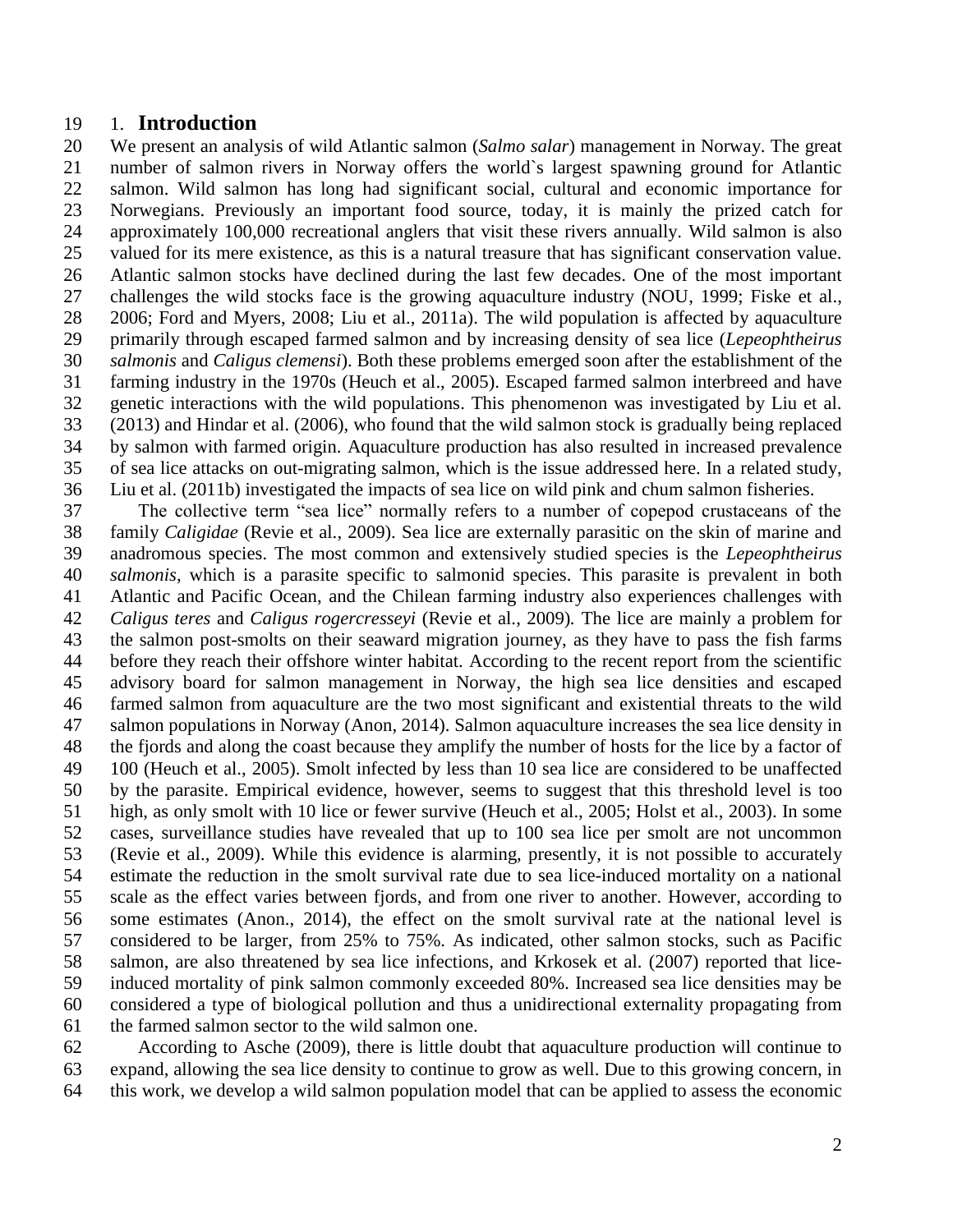# 1. Introduction

We present an analysis of wild Atlantic salmon (*Salmo salar*) management in Norway. The great number of salmon rivers in Norway offers the world`s largest spawning ground for Atlantic salmon. Wild salmon has long had significant social, cultural and economic importance for Norwegians. Previously an important food source, today, it is mainly the prized catch for approximately 100,000 recreational anglers that visit these rivers annually. Wild salmon is also valued for its mere existence, as this is a natural treasure that has significant conservation value. Atlantic salmon stocks have declined during the last few decades. One of the most important challenges the wild stocks face is the growing aquaculture industry (NOU, 1999; Fiske et al., 2006; Ford and Myers, 2008; Liu et al., 2011a). The wild population is affected by aquaculture primarily through escaped farmed salmon and by increasing density of sea lice (*Lepeophtheirus salmonis* and *Caligus clemensi*). Both these problems emerged soon after the establishment of the farming industry in the 1970s (Heuch et al., 2005). Escaped farmed salmon interbreed and have genetic interactions with the wild populations. This phenomenon was investigated by Liu et al. (2013) and Hindar et al. (2006), who found that the wild salmon stock is gradually being replaced by salmon with farmed origin. Aquaculture production has also resulted in increased prevalence of sea lice attacks on out-migrating salmon, which is the issue addressed here. In a related study, Liu et al. (2011b) investigated the impacts of sea lice on wild pink and chum salmon fisheries.

The collective term "sea lice" normally refers to a number of copepod crustaceans of the family *Caligidae* (Revie et al., 2009). Sea lice are externally parasitic on the skin of marine and anadromous species. The most common and extensively studied species is the *Lepeophtheirus salmonis*, which is a parasite specific to salmonid species. This parasite is prevalent in both Atlantic and Pacific Ocean, and the Chilean farming industry also experiences challenges with *Caligus teres* and *Caligus rogercresseyi* (Revie et al., 2009). The lice are mainly a problem for the salmon post-smolts on their seaward migration journey, as they have to pass the fish farms before they reach their offshore winter habitat. According to the recent report from the scientific advisory board for salmon management in Norway, the high sea lice densities and escaped farmed salmon from aquaculture are the two most significant and existential threats to the wild salmon populations in Norway (Anon, 2014). Salmon aquaculture increases the sea lice density in the fjords and along the coast because they amplify the number of hosts for the lice by a factor of 100 (Heuch et al., 2005). Smolt infected by less than 10 sea lice are considered to be unaffected by the parasite. Empirical evidence, however, seems to suggest that this threshold level is too high, as only smolt with 10 lice or fewer survive (Heuch et al., 2005; Holst et al., 2003). In some cases, surveillance studies have revealed that up to 100 sea lice per smolt are not uncommon (Revie et al., 2009). While this evidence is alarming, presently, it is not possible to accurately estimate the reduction in the smolt survival rate due to sea lice-induced mortality on a national scale as the effect varies between fjords, and from one river to another. However, according to some estimates (Anon., 2014), the effect on the smolt survival rate at the national level is considered to be larger, from 25% to 75%. As indicated, other salmon stocks, such as Pacific salmon, are also threatened by sea lice infections, and Krkosek et al. (2007) reported that lice-induced mortality of pink salmon commonly exceeded 80%. Increased sea lice densities may be considered a type of biological pollution and thus a unidirectional externality propagating from the farmed salmon sector to the wild salmon one.

According to Asche (2009), there is little doubt that aquaculture production will continue to expand, allowing the sea lice density to continue to grow as well. Due to this growing concern, in this work, we develop a wild salmon population model that can be applied to assess the economic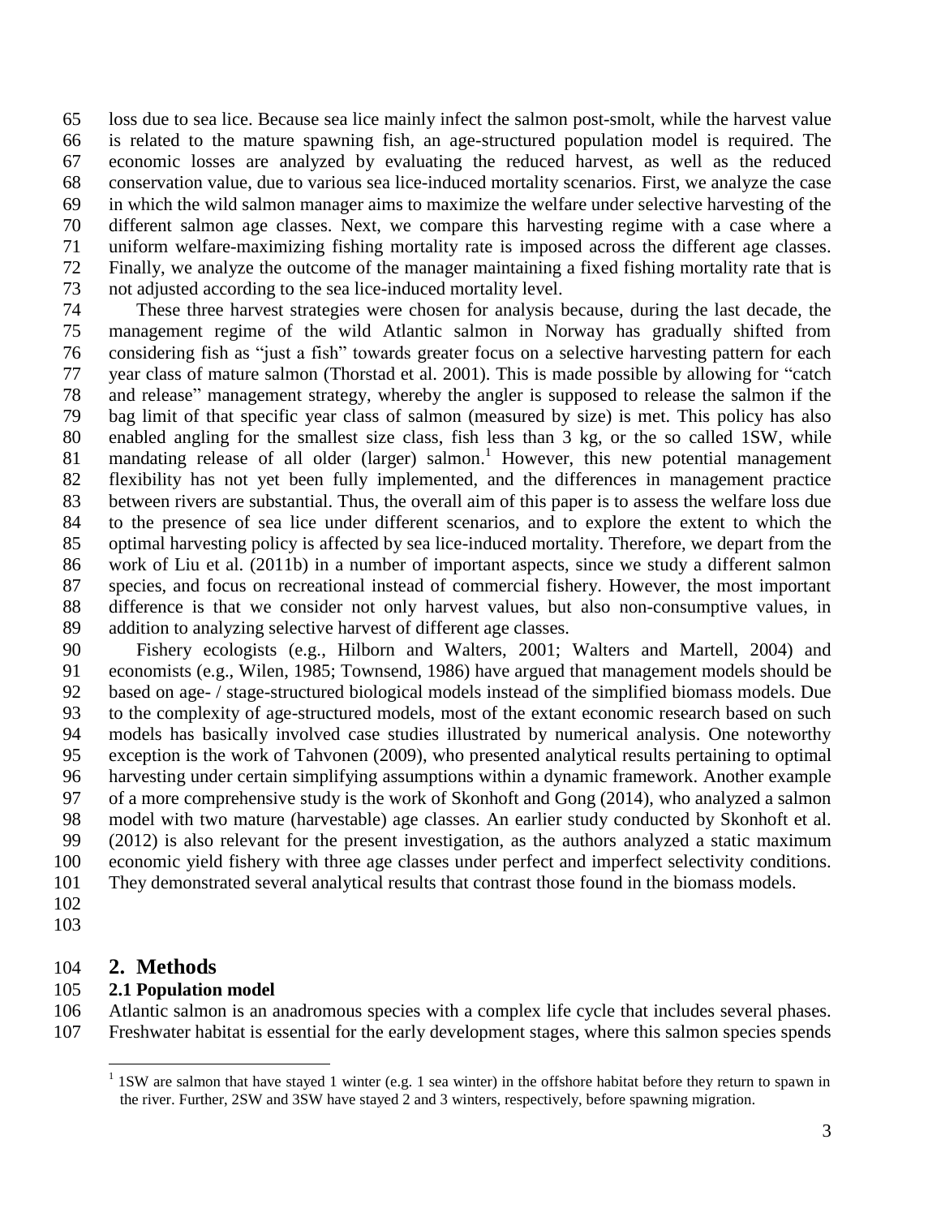loss due to sea lice. Because sea lice mainly infect the salmon post-smolt, while the harvest value is related to the mature spawning fish, an age-structured population model is required. The economic losses are analyzed by evaluating the reduced harvest, as well as the reduced conservation value, due to various sea lice-induced mortality scenarios. First, we analyze the case in which the wild salmon manager aims to maximize the welfare under selective harvesting of the different salmon age classes. Next, we compare this harvesting regime with a case where a uniform welfare-maximizing fishing mortality rate is imposed across the different age classes. Finally, we analyze the outcome of the manager maintaining a fixed fishing mortality rate that is not adjusted according to the sea lice-induced mortality level.

These three harvest strategies were chosen for analysis because, during the last decade, the management regime of the wild Atlantic salmon in Norway has gradually shifted from considering fish as "just a fish" towards greater focus on a selective harvesting pattern for each year class of mature salmon (Thorstad et al. 2001). This is made possible by allowing for "catch and release" management strategy, whereby the angler is supposed to release the salmon if the bag limit of that specific year class of salmon (measured by size) is met. This policy has also enabled angling for the smallest size class, fish less than 3 kg, or the so called 1SW, while mandating release of all older (larger) salmon.[1] However, this new potential management flexibility has not yet been fully implemented, and the differences in management practice between rivers are substantial. Thus, the overall aim of this paper is to assess the welfare loss due to the presence of sea lice under different scenarios, and to explore the extent to which the optimal harvesting policy is affected by sea lice-induced mortality. Therefore, we depart from the work of Liu et al. (2011b) in a number of important aspects, since we study a different salmon species, and focus on recreational instead of commercial fishery. However, the most important difference is that we consider not only harvest values, but also non-consumptive values, in addition to analyzing selective harvest of different age classes.

Fishery ecologists (e.g., Hilborn and Walters, 2001; Walters and Martell, 2004) and economists (e.g., Wilen, 1985; Townsend, 1986) have argued that management models should be based on age- / stage-structured biological models instead of the simplified biomass models. Due to the complexity of age-structured models, most of the extant economic research based on such models has basically involved case studies illustrated by numerical analysis. One noteworthy exception is the work of Tahvonen (2009), who presented analytical results pertaining to optimal harvesting under certain simplifying assumptions within a dynamic framework. Another example of a more comprehensive study is the work of Skonhoft and Gong (2014), who analyzed a salmon model with two mature (harvestable) age classes. An earlier study conducted by Skonhoft et al. (2012) is also relevant for the present investigation, as the authors analyzed a static maximum economic yield fishery with three age classes under perfect and imperfect selectivity conditions. They demonstrated several analytical results that contrast those found in the biomass models.

## 2. Methods

### 2.1 Population model

Atlantic salmon is an anadromous species with a complex life cycle that includes several phases. Freshwater habitat is essential for the early development stages, where this salmon species spends

[1] 1SW are salmon that have stayed 1 winter (e.g. 1 sea winter) in the offshore habitat before they return to spawn in the river. Further, 2SW and 3SW have stayed 2 and 3 winters, respectively, before spawning migration.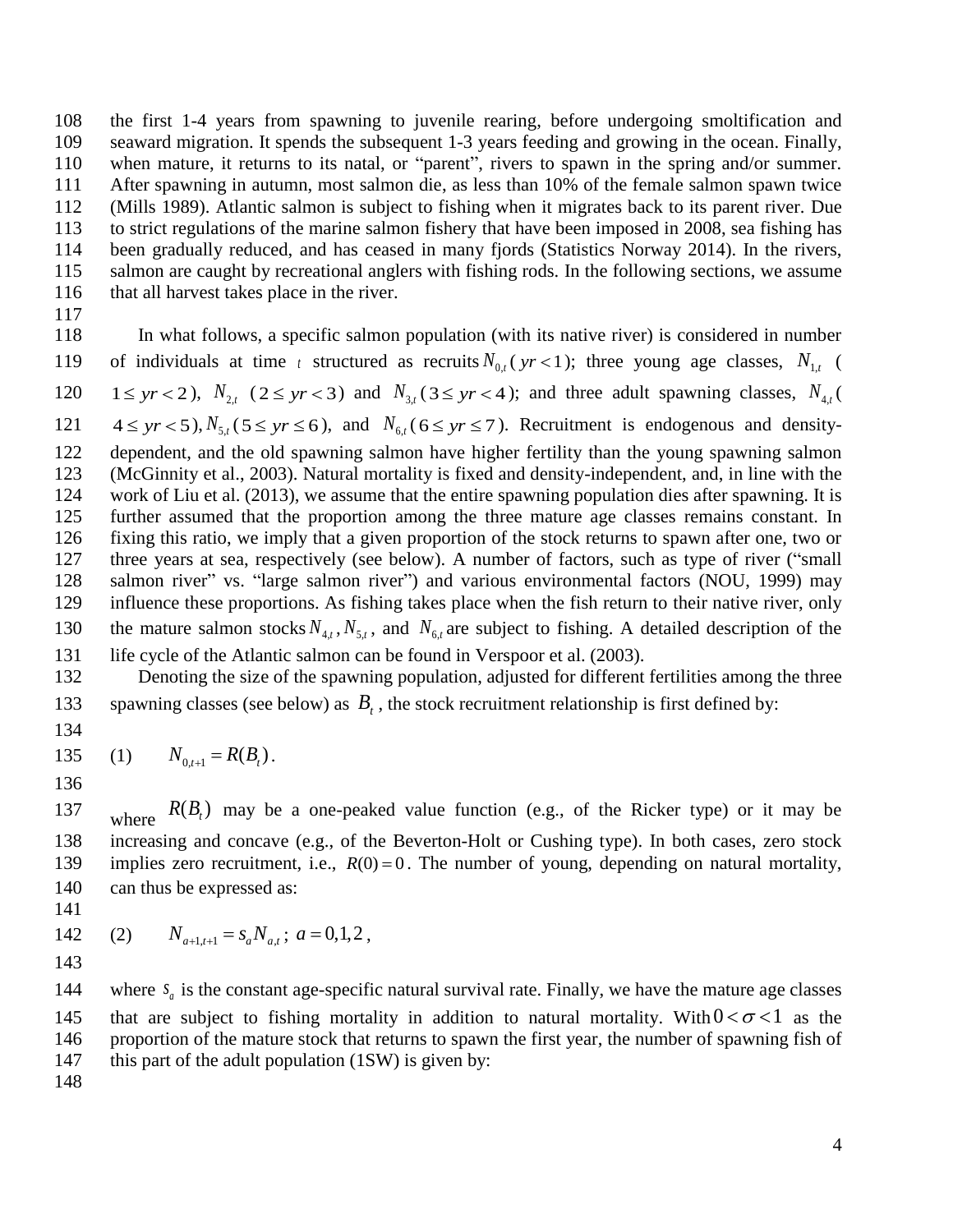the first 1-4 years from spawning to juvenile rearing, before undergoing smoltification and seaward migration. It spends the subsequent 1-3 years feeding and growing in the ocean. Finally, when mature, it returns to its natal, or "parent", rivers to spawn in the spring and/or summer. After spawning in autumn, most salmon die, as less than 10% of the female salmon spawn twice (Mills 1989). Atlantic salmon is subject to fishing when it migrates back to its parent river. Due to strict regulations of the marine salmon fishery that have been imposed in 2008, sea fishing has been gradually reduced, and has ceased in many fjords (Statistics Norway 2014). In the rivers, salmon are caught by recreational anglers with fishing rods. In the following sections, we assume that all harvest takes place in the river.

In what follows, a specific salmon population (with its native river) is considered in number of individuals at time $t$ structured as recruits $N_{0,t}$ ($yr < 1$); three young age classes, $N_{1,t}$ ($1 \le yr < 2$), $N_{2,t}$ ($2 \le yr < 3$) and $N_{3,t}$ ($3 \le yr < 4$); and three adult spawning classes, $N_{4,t}$ ($4 \le yr < 5$), $N_{5,t}$ ($5 \le yr \le 6$), and $N_{6,t}$ ($6 \le yr \le 7$). Recruitment is endogenous and density-dependent, and the old spawning salmon have higher fertility than the young spawning salmon (McGinnity et al., 2003). Natural mortality is fixed and density-independent, and, in line with the work of Liu et al. (2013), we assume that the entire spawning population dies after spawning. It is further assumed that the proportion among the three mature age classes remains constant. In fixing this ratio, we imply that a given proportion of the stock returns to spawn after one, two or three years at sea, respectively (see below). A number of factors, such as type of river ("small salmon river" vs. "large salmon river") and various environmental factors (NOU, 1999) may influence these proportions. As fishing takes place when the fish return to their native river, only the mature salmon stocks $N_{4,t}$, $N_{5,t}$, and $N_{6,t}$ are subject to fishing. A detailed description of the life cycle of the Atlantic salmon can be found in Verspoor et al. (2003).

Denoting the size of the spawning population, adjusted for different fertilities among the three spawning classes (see below) as $B_t$, the stock recruitment relationship is first defined by:

$$(1) \qquad N_{0,t+1} = R(B_t).$$

where $R(B_t)$ may be a one-peaked value function (e.g., of the Ricker type) or it may be increasing and concave (e.g., of the Beverton-Holt or Cushing type). In both cases, zero stock implies zero recruitment, i.e., $R(0) = 0$. The number of young, depending on natural mortality, can thus be expressed as:

$$(2) \qquad N_{a+1,t+1} = s_a N_{a,t}\,;\; a = 0,1,2\,,$$

where $s_a$ is the constant age-specific natural survival rate. Finally, we have the mature age classes that are subject to fishing mortality in addition to natural mortality. With $0 < \sigma < 1$ as the proportion of the mature stock that returns to spawn the first year, the number of spawning fish of this part of the adult population (1SW) is given by: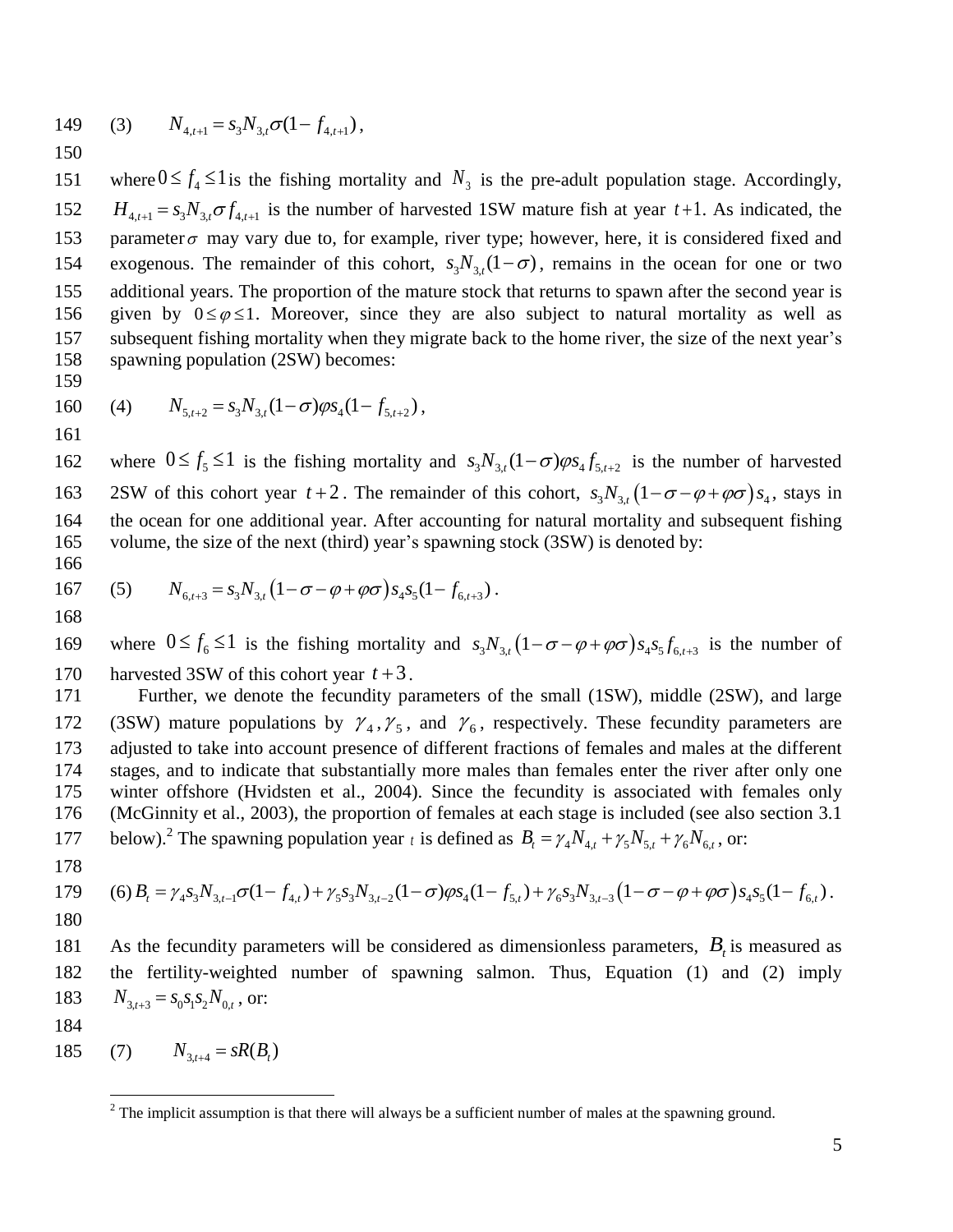$$(3) \qquad N_{4,t+1} = s_3 N_{3,t} \sigma (1 - f_{4,t+1}),$$

where $0 \leq f_4 \leq 1$ is the fishing mortality and $N_3$ is the pre-adult population stage. Accordingly, $H_{4,t+1} = s_3 N_{3,t} \sigma f_{4,t+1}$ is the number of harvested 1SW mature fish at year $t+1$. As indicated, the parameter $\sigma$ may vary due to, for example, river type; however, here, it is considered fixed and exogenous. The remainder of this cohort, $s_3 N_{3,t}(1-\sigma)$, remains in the ocean for one or two additional years. The proportion of the mature stock that returns to spawn after the second year is given by $0 \leq \varphi \leq 1$. Moreover, since they are also subject to natural mortality as well as subsequent fishing mortality when they migrate back to the home river, the size of the next year's spawning population (2SW) becomes:

$$(4) \qquad N_{5,t+2} = s_3 N_{3,t} (1-\sigma) \varphi s_4 (1 - f_{5,t+2}),$$

where $0 \leq f_5 \leq 1$ is the fishing mortality and $s_3 N_{3,t}(1-\sigma)\varphi s_4 f_{5,t+2}$ is the number of harvested 2SW of this cohort year $t+2$. The remainder of this cohort, $s_3 N_{3,t}\left(1-\sigma-\varphi+\varphi\sigma\right)s_4$, stays in the ocean for one additional year. After accounting for natural mortality and subsequent fishing volume, the size of the next (third) year's spawning stock (3SW) is denoted by:

$$(5) \qquad N_{6,t+3} = s_3 N_{3,t}\left(1-\sigma-\varphi+\varphi\sigma\right) s_4 s_5 (1 - f_{6,t+3}).$$

where $0 \leq f_6 \leq 1$ is the fishing mortality and $s_3 N_{3,t}\left(1-\sigma-\varphi+\varphi\sigma\right) s_4 s_5 f_{6,t+3}$ is the number of harvested 3SW of this cohort year $t+3$.

Further, we denote the fecundity parameters of the small (1SW), middle (2SW), and large (3SW) mature populations by $\gamma_4, \gamma_5$, and $\gamma_6$, respectively. These fecundity parameters are adjusted to take into account presence of different fractions of females and males at the different stages, and to indicate that substantially more males than females enter the river after only one winter offshore (Hvidsten et al., 2004). Since the fecundity is associated with females only (McGinnity et al., 2003), the proportion of females at each stage is included (see also section 3.1 below).[2] The spawning population year $t$ is defined as $B_t = \gamma_4 N_{4,t} + \gamma_5 N_{5,t} + \gamma_6 N_{6,t}$, or:

$$(6) \; B_t = \gamma_4 s_3 N_{3,t-1} \sigma (1 - f_{4,t}) + \gamma_5 s_3 N_{3,t-2} (1-\sigma) \varphi s_4 (1 - f_{5,t}) + \gamma_6 s_3 N_{3,t-3} \left(1-\sigma-\varphi+\varphi\sigma\right) s_4 s_5 (1 - f_{6,t}).$$

As the fecundity parameters will be considered as dimensionless parameters, $B_t$ is measured as the fertility-weighted number of spawning salmon. Thus, Equation (1) and (2) imply $N_{3,t+3} = s_0 s_1 s_2 N_{0,t}$, or:

$$(7) \qquad N_{3,t+4} = sR(B_t)$$

[2] The implicit assumption is that there will always be a sufficient number of males at the spawning ground.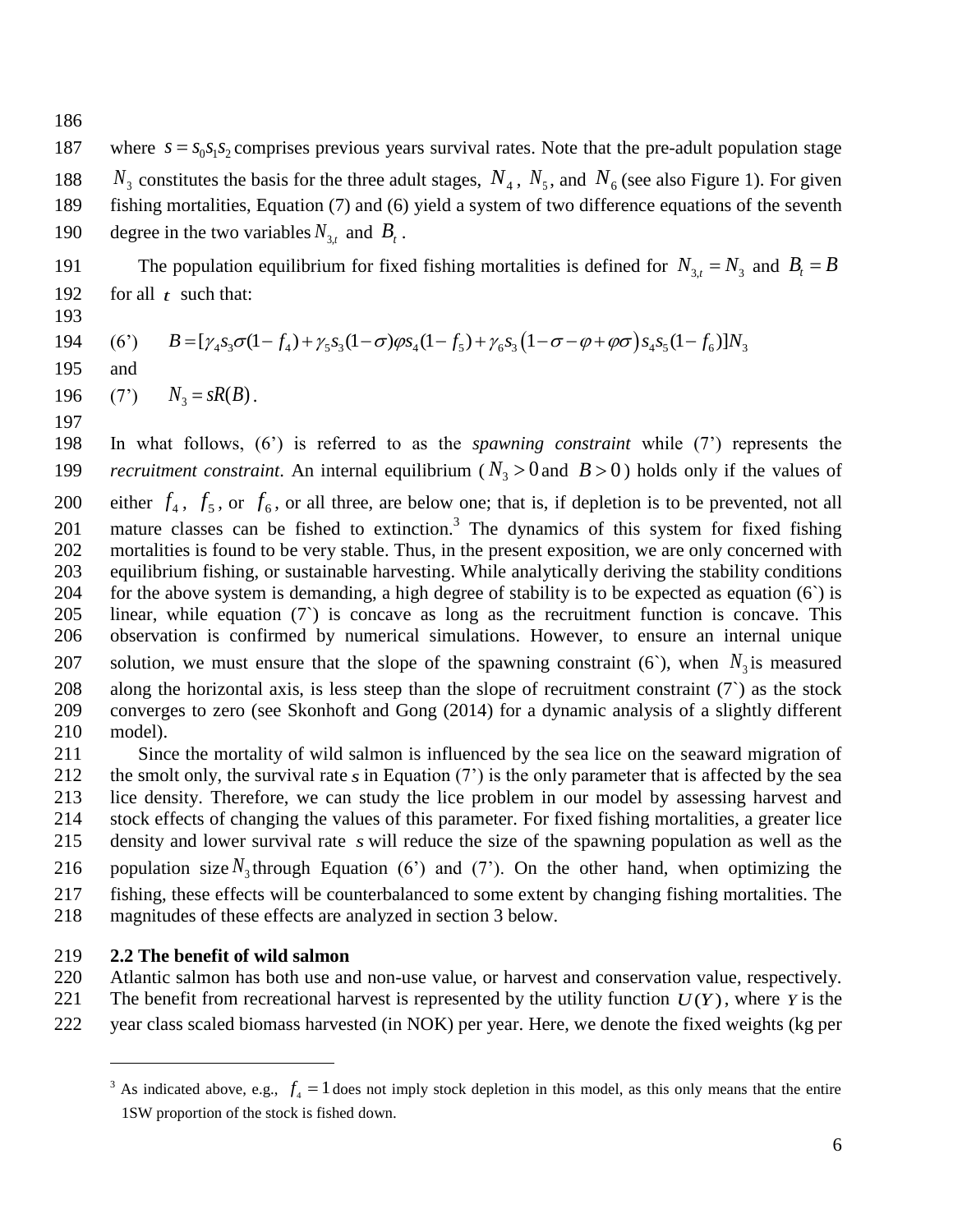where $s = s_0 s_1 s_2$ comprises previous years survival rates. Note that the pre-adult population stage $N_3$ constitutes the basis for the three adult stages, $N_4$, $N_5$, and $N_6$ (see also Figure 1). For given fishing mortalities, Equation (7) and (6) yield a system of two difference equations of the seventh degree in the two variables $N_{3,t}$ and $B_t$.

The population equilibrium for fixed fishing mortalities is defined for $N_{3,t} = N_3$ and $B_t = B$ for all $t$ such that:

(6') $$B = [\gamma_4 s_3 \sigma (1 - f_4) + \gamma_5 s_3 (1 - \sigma) \varphi s_4 (1 - f_5) + \gamma_6 s_3 \left(1 - \sigma - \varphi + \varphi \sigma\right) s_4 s_5 (1 - f_6)] N_3$$

and

(7') $$N_3 = sR(B).$$

In what follows, (6') is referred to as the *spawning constraint* while (7') represents the *recruitment constraint*. An internal equilibrium ($N_3 > 0$ and $B > 0$) holds only if the values of either $f_4$, $f_5$, or $f_6$, or all three, are below one; that is, if depletion is to be prevented, not all mature classes can be fished to extinction.[3] The dynamics of this system for fixed fishing mortalities is found to be very stable. Thus, in the present exposition, we are only concerned with equilibrium fishing, or sustainable harvesting. While analytically deriving the stability conditions for the above system is demanding, a high degree of stability is to be expected as equation (6`) is linear, while equation (7`) is concave as long as the recruitment function is concave. This observation is confirmed by numerical simulations. However, to ensure an internal unique solution, we must ensure that the slope of the spawning constraint (6`), when $N_3$ is measured along the horizontal axis, is less steep than the slope of recruitment constraint (7`) as the stock converges to zero (see Skonhoft and Gong (2014) for a dynamic analysis of a slightly different model).

Since the mortality of wild salmon is influenced by the sea lice on the seaward migration of the smolt only, the survival rate $s$ in Equation (7') is the only parameter that is affected by the sea lice density. Therefore, we can study the lice problem in our model by assessing harvest and stock effects of changing the values of this parameter. For fixed fishing mortalities, a greater lice density and lower survival rate $s$ will reduce the size of the spawning population as well as the population size $N_3$ through Equation (6') and (7'). On the other hand, when optimizing the fishing, these effects will be counterbalanced to some extent by changing fishing mortalities. The magnitudes of these effects are analyzed in section 3 below.

### 2.2 The benefit of wild salmon

Atlantic salmon has both use and non-use value, or harvest and conservation value, respectively. The benefit from recreational harvest is represented by the utility function $U(Y)$, where $Y$ is the year class scaled biomass harvested (in NOK) per year. Here, we denote the fixed weights (kg per

---

[3] As indicated above, e.g., $f_4 = 1$ does not imply stock depletion in this model, as this only means that the entire 1SW proportion of the stock is fished down.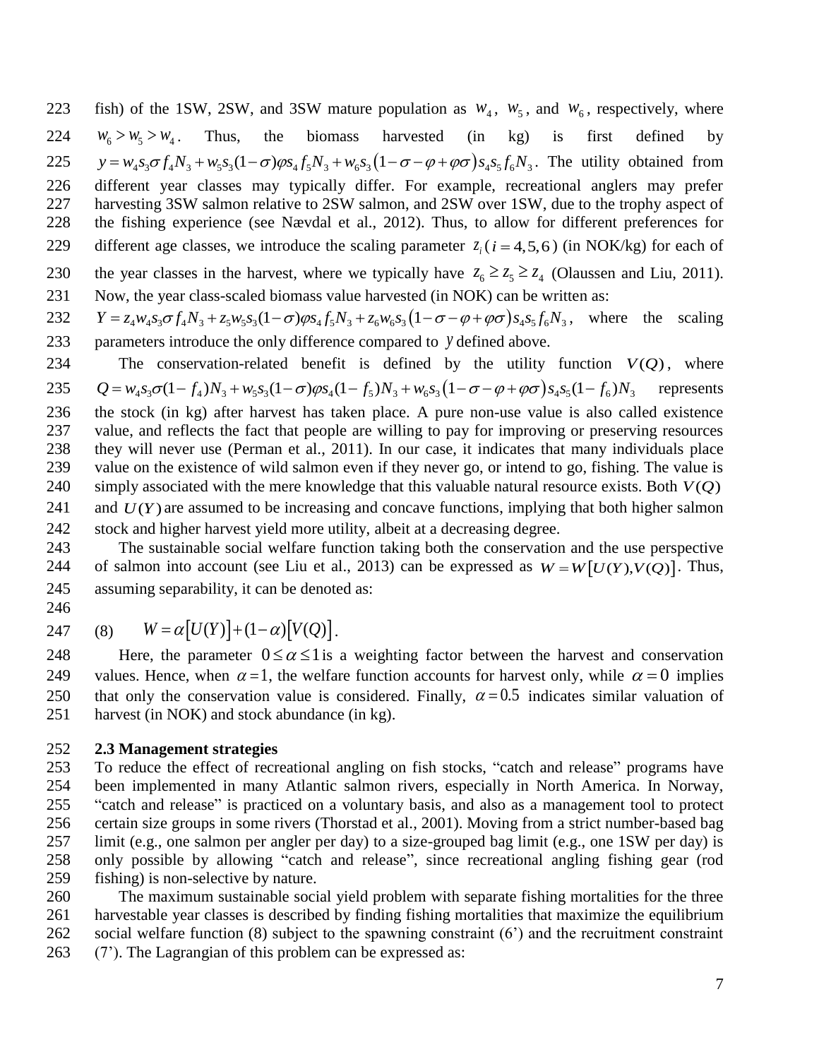fish) of the 1SW, 2SW, and 3SW mature population as $w_4$, $w_5$, and $w_6$, respectively, where $w_6 > w_5 > w_4$. Thus, the biomass harvested (in kg) is first defined by $y = w_4 s_3 \sigma f_4 N_3 + w_5 s_3 (1-\sigma)\varphi s_4 f_5 N_3 + w_6 s_3 \left(1-\sigma-\varphi+\varphi\sigma\right) s_4 s_5 f_6 N_3$. The utility obtained from different year classes may typically differ. For example, recreational anglers may prefer harvesting 3SW salmon relative to 2SW salmon, and 2SW over 1SW, due to the trophy aspect of the fishing experience (see Nævdal et al., 2012). Thus, to allow for different preferences for different age classes, we introduce the scaling parameter $z_i\,(i = 4,5,6)$ (in NOK/kg) for each of the year classes in the harvest, where we typically have $z_6 \geq z_5 \geq z_4$ (Olaussen and Liu, 2011). Now, the year class-scaled biomass value harvested (in NOK) can be written as: $Y = z_4 w_4 s_3 \sigma f_4 N_3 + z_5 w_5 s_3 (1-\sigma)\varphi s_4 f_5 N_3 + z_6 w_6 s_3 \left(1-\sigma-\varphi+\varphi\sigma\right) s_4 s_5 f_6 N_3$, where the scaling parameters introduce the only difference compared to $y$ defined above.

The conservation-related benefit is defined by the utility function $V(Q)$, where $Q = w_4 s_3 \sigma(1-f_4) N_3 + w_5 s_3 (1-\sigma)\varphi s_4 (1-f_5) N_3 + w_6 s_3 \left(1-\sigma-\varphi+\varphi\sigma\right) s_4 s_5 (1-f_6) N_3$ represents the stock (in kg) after harvest has taken place. A pure non-use value is also called existence value, and reflects the fact that people are willing to pay for improving or preserving resources they will never use (Perman et al., 2011). In our case, it indicates that many individuals place value on the existence of wild salmon even if they never go, or intend to go, fishing. The value is simply associated with the mere knowledge that this valuable natural resource exists. Both $V(Q)$ and $U(Y)$ are assumed to be increasing and concave functions, implying that both higher salmon stock and higher harvest yield more utility, albeit at a decreasing degree.

The sustainable social welfare function taking both the conservation and the use perspective of salmon into account (see Liu et al., 2013) can be expressed as $W = W\left[U(Y), V(Q)\right]$. Thus, assuming separability, it can be denoted as:

$$W = \alpha\left[U(Y)\right] + (1-\alpha)\left[V(Q)\right]. \tag{8}$$

Here, the parameter $0 \leq \alpha \leq 1$ is a weighting factor between the harvest and conservation values. Hence, when $\alpha = 1$, the welfare function accounts for harvest only, while $\alpha = 0$ implies that only the conservation value is considered. Finally, $\alpha = 0.5$ indicates similar valuation of harvest (in NOK) and stock abundance (in kg).

## 2.3 Management strategies

To reduce the effect of recreational angling on fish stocks, "catch and release" programs have been implemented in many Atlantic salmon rivers, especially in North America. In Norway, "catch and release" is practiced on a voluntary basis, and also as a management tool to protect certain size groups in some rivers (Thorstad et al., 2001). Moving from a strict number-based bag limit (e.g., one salmon per angler per day) to a size-grouped bag limit (e.g., one 1SW per day) is only possible by allowing "catch and release", since recreational angling fishing gear (rod fishing) is non-selective by nature.

The maximum sustainable social yield problem with separate fishing mortalities for the three harvestable year classes is described by finding fishing mortalities that maximize the equilibrium social welfare function (8) subject to the spawning constraint (6') and the recruitment constraint (7'). The Lagrangian of this problem can be expressed as: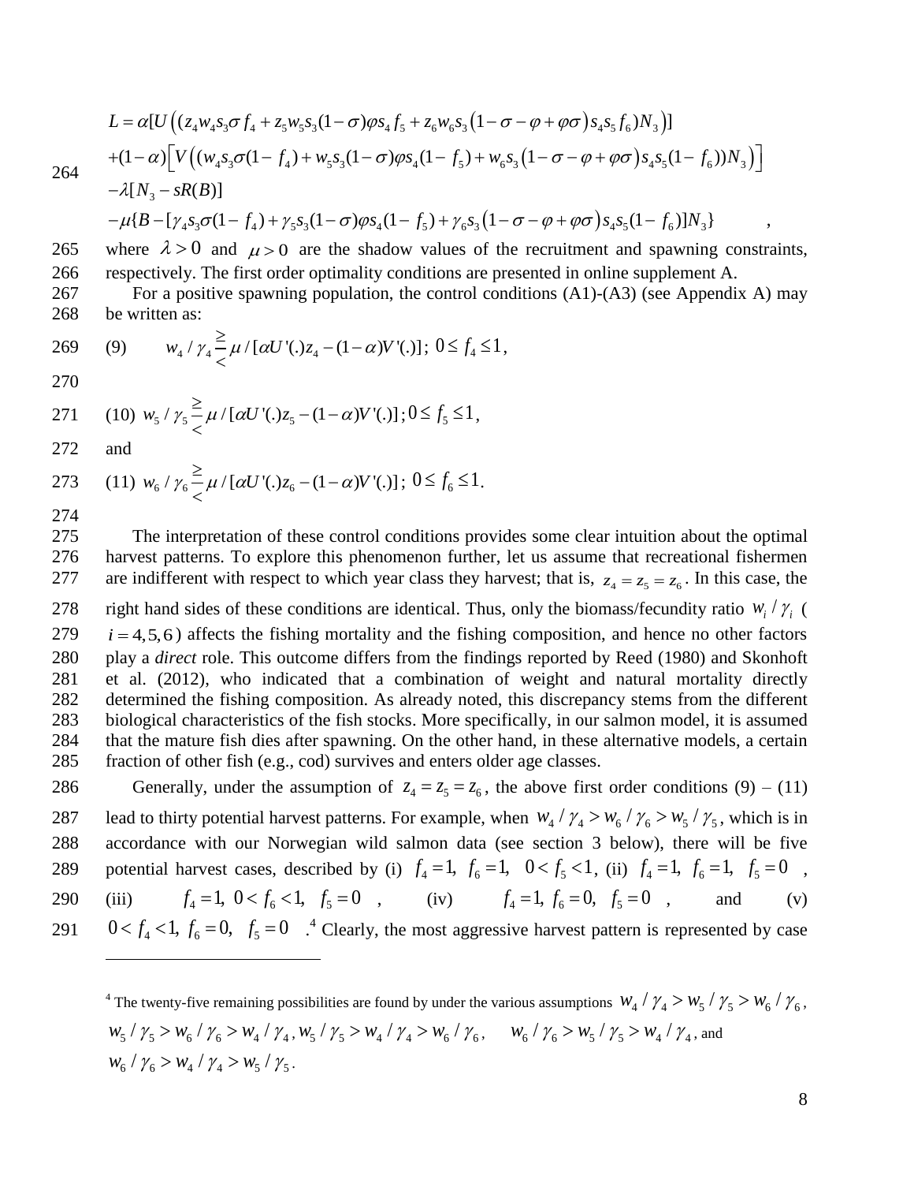$$
\begin{aligned}
L &= \alpha[U\left((z_4 w_4 s_3 \sigma f_4 + z_5 w_5 s_3 (1-\sigma)\varphi s_4 f_5 + z_6 w_6 s_3 \left(1-\sigma-\varphi+\varphi\sigma\right) s_4 s_5 f_6) N_3\right)] \\
&+(1-\alpha)\left[V\left((w_4 s_3 \sigma(1-f_4) + w_5 s_3 (1-\sigma)\varphi s_4 (1-f_5) + w_6 s_3 \left(1-\sigma-\varphi+\varphi\sigma\right) s_4 s_5 (1-f_6)) N_3\right)\right] \\
&-\lambda[N_3 - sR(B)] \\
&-\mu\{B - [\gamma_4 s_3 \sigma (1-f_4) + \gamma_5 s_3 (1-\sigma)\varphi s_4 (1-f_5) + \gamma_6 s_3 \left(1-\sigma-\varphi+\varphi\sigma\right) s_4 s_5 (1-f_6)] N_3\} \qquad ,
\end{aligned}
$$

where $\lambda > 0$ and $\mu > 0$ are the shadow values of the recruitment and spawning constraints, respectively. The first order optimality conditions are presented in online supplement A.

For a positive spawning population, the control conditions (A1)-(A3) (see Appendix A) may be written as:

$$
(9) \qquad w_4 / \gamma_4 \overset{\geq}{<} \mu / [\alpha U'(.) z_4 - (1-\alpha) V'(.)]; \; 0 \leq f_4 \leq 1,
$$

$$
(10) \; w_5 / \gamma_5 \overset{\geq}{<} \mu / [\alpha U'(.) z_5 - (1-\alpha) V'(.)]; 0 \leq f_5 \leq 1,
$$

and

$$
(11) \; w_6 / \gamma_6 \overset{\geq}{<} \mu / [\alpha U'(.) z_6 - (1-\alpha) V'(.)]; \; 0 \leq f_6 \leq 1.
$$

The interpretation of these control conditions provides some clear intuition about the optimal harvest patterns. To explore this phenomenon further, let us assume that recreational fishermen are indifferent with respect to which year class they harvest; that is, $z_4 = z_5 = z_6$. In this case, the right hand sides of these conditions are identical. Thus, only the biomass/fecundity ratio $w_i / \gamma_i$ ($i = 4, 5, 6$) affects the fishing mortality and the fishing composition, and hence no other factors play a *direct* role. This outcome differs from the findings reported by Reed (1980) and Skonhoft et al. (2012), who indicated that a combination of weight and natural mortality directly determined the fishing composition. As already noted, this discrepancy stems from the different biological characteristics of the fish stocks. More specifically, in our salmon model, it is assumed that the mature fish dies after spawning. On the other hand, in these alternative models, a certain fraction of other fish (e.g., cod) survives and enters older age classes.

Generally, under the assumption of $z_4 = z_5 = z_6$, the above first order conditions (9) – (11) lead to thirty potential harvest patterns. For example, when $w_4 / \gamma_4 > w_6 / \gamma_6 > w_5 / \gamma_5$, which is in accordance with our Norwegian wild salmon data (see section 3 below), there will be five potential harvest cases, described by (i) $f_4 = 1, \; f_6 = 1, \; 0 < f_5 < 1$, (ii) $f_4 = 1, \; f_6 = 1, \; f_5 = 0$, (iii) $f_4 = 1, \; 0 < f_6 < 1, \; f_5 = 0$, (iv) $f_4 = 1, \; f_6 = 0, \; f_5 = 0$, and (v) $0 < f_4 < 1, \; f_6 = 0, \; f_5 = 0$.[4] Clearly, the most aggressive harvest pattern is represented by case

---

[4] The twenty-five remaining possibilities are found by under the various assumptions $w_4 / \gamma_4 > w_5 / \gamma_5 > w_6 / \gamma_6$, $w_5 / \gamma_5 > w_6 / \gamma_6 > w_4 / \gamma_4$, $w_5 / \gamma_5 > w_4 / \gamma_4 > w_6 / \gamma_6$, $w_6 / \gamma_6 > w_5 / \gamma_5 > w_4 / \gamma_4$, and $w_6 / \gamma_6 > w_4 / \gamma_4 > w_5 / \gamma_5$.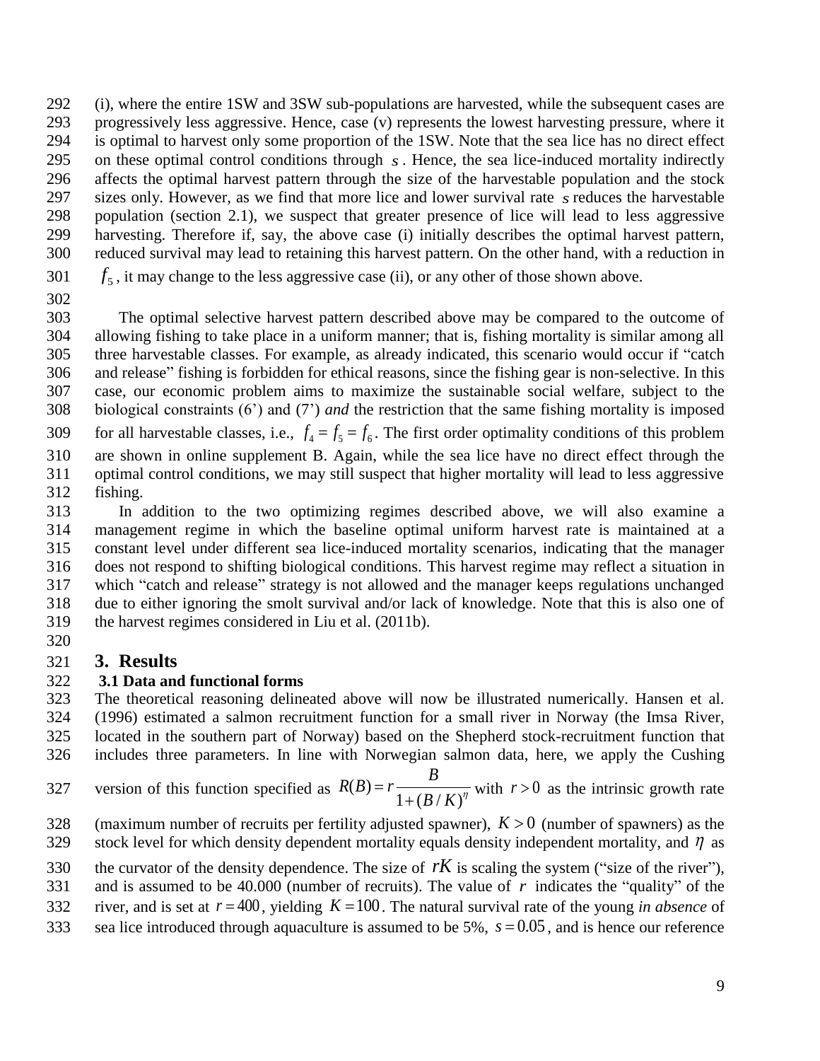(i), where the entire 1SW and 3SW sub-populations are harvested, while the subsequent cases are progressively less aggressive. Hence, case (v) represents the lowest harvesting pressure, where it is optimal to harvest only some proportion of the 1SW. Note that the sea lice has no direct effect on these optimal control conditions through $s$. Hence, the sea lice-induced mortality indirectly affects the optimal harvest pattern through the size of the harvestable population and the stock sizes only. However, as we find that more lice and lower survival rate $s$ reduces the harvestable population (section 2.1), we suspect that greater presence of lice will lead to less aggressive harvesting. Therefore if, say, the above case (i) initially describes the optimal harvest pattern, reduced survival may lead to retaining this harvest pattern. On the other hand, with a reduction in $f_5$, it may change to the less aggressive case (ii), or any other of those shown above.

The optimal selective harvest pattern described above may be compared to the outcome of allowing fishing to take place in a uniform manner; that is, fishing mortality is similar among all three harvestable classes. For example, as already indicated, this scenario would occur if "catch and release" fishing is forbidden for ethical reasons, since the fishing gear is non-selective. In this case, our economic problem aims to maximize the sustainable social welfare, subject to the biological constraints (6') and (7') *and* the restriction that the same fishing mortality is imposed for all harvestable classes, i.e., $f_4 = f_5 = f_6$. The first order optimality conditions of this problem are shown in online supplement B. Again, while the sea lice have no direct effect through the optimal control conditions, we may still suspect that higher mortality will lead to less aggressive fishing.

In addition to the two optimizing regimes described above, we will also examine a management regime in which the baseline optimal uniform harvest rate is maintained at a constant level under different sea lice-induced mortality scenarios, indicating that the manager does not respond to shifting biological conditions. This harvest regime may reflect a situation in which "catch and release" strategy is not allowed and the manager keeps regulations unchanged due to either ignoring the smolt survival and/or lack of knowledge. Note that this is also one of the harvest regimes considered in Liu et al. (2011b).

## 3. Results

### 3.1 Data and functional forms

The theoretical reasoning delineated above will now be illustrated numerically. Hansen et al. (1996) estimated a salmon recruitment function for a small river in Norway (the Imsa River, located in the southern part of Norway) based on the Shepherd stock-recruitment function that includes three parameters. In line with Norwegian salmon data, here, we apply the Cushing version of this function specified as $R(B) = r\dfrac{B}{1+(B/K)^{\eta}}$ with $r > 0$ as the intrinsic growth rate (maximum number of recruits per fertility adjusted spawner), $K > 0$ (number of spawners) as the stock level for which density dependent mortality equals density independent mortality, and $\eta$ as the curvator of the density dependence. The size of $rK$ is scaling the system ("size of the river"), and is assumed to be 40.000 (number of recruits). The value of $r$ indicates the "quality" of the river, and is set at $r = 400$, yielding $K = 100$. The natural survival rate of the young *in absence* of sea lice introduced through aquaculture is assumed to be 5%, $s = 0.05$, and is hence our reference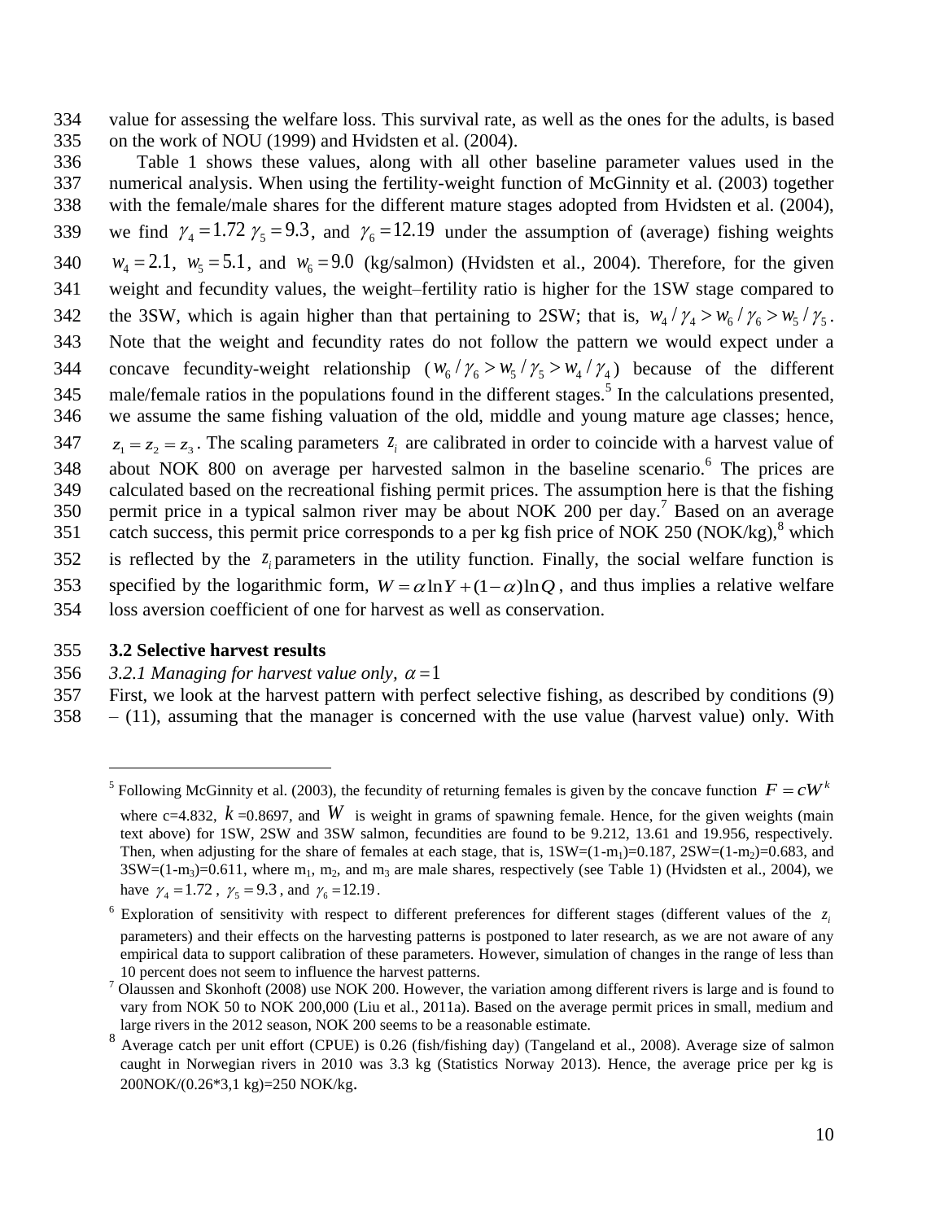value for assessing the welfare loss. This survival rate, as well as the ones for the adults, is based on the work of NOU (1999) and Hvidsten et al. (2004).

Table 1 shows these values, along with all other baseline parameter values used in the numerical analysis. When using the fertility-weight function of McGinnity et al. (2003) together with the female/male shares for the different mature stages adopted from Hvidsten et al. (2004), we find $\gamma_4 = 1.72$ $\gamma_5 = 9.3$, and $\gamma_6 = 12.19$ under the assumption of (average) fishing weights $w_4 = 2.1$, $w_5 = 5.1$, and $w_6 = 9.0$ (kg/salmon) (Hvidsten et al., 2004). Therefore, for the given weight and fecundity values, the weight–fertility ratio is higher for the 1SW stage compared to the 3SW, which is again higher than that pertaining to 2SW; that is, $w_4/\gamma_4 > w_6/\gamma_6 > w_5/\gamma_5$. Note that the weight and fecundity rates do not follow the pattern we would expect under a concave fecundity-weight relationship ($w_6/\gamma_6 > w_5/\gamma_5 > w_4/\gamma_4$) because of the different male/female ratios in the populations found in the different stages.[5] In the calculations presented, we assume the same fishing valuation of the old, middle and young mature age classes; hence, $z_1 = z_2 = z_3$. The scaling parameters $z_i$ are calibrated in order to coincide with a harvest value of about NOK 800 on average per harvested salmon in the baseline scenario.[6] The prices are calculated based on the recreational fishing permit prices. The assumption here is that the fishing permit price in a typical salmon river may be about NOK 200 per day.[7] Based on an average catch success, this permit price corresponds to a per kg fish price of NOK 250 (NOK/kg),[8] which is reflected by the $z_i$ parameters in the utility function. Finally, the social welfare function is specified by the logarithmic form, $W = \alpha \ln Y + (1-\alpha)\ln Q$, and thus implies a relative welfare loss aversion coefficient of one for harvest as well as conservation.

### 3.2 Selective harvest results

*3.2.1 Managing for harvest value only, $\alpha = 1$*

First, we look at the harvest pattern with perfect selective fishing, as described by conditions (9) – (11), assuming that the manager is concerned with the use value (harvest value) only. With

---

[5] Following McGinnity et al. (2003), the fecundity of returning females is given by the concave function $F = cW^k$ where c=4.832, $k$ =0.8697, and $W$ is weight in grams of spawning female. Hence, for the given weights (main text above) for 1SW, 2SW and 3SW salmon, fecundities are found to be 9.212, 13.61 and 19.956, respectively. Then, when adjusting for the share of females at each stage, that is, 1SW=($1-m_1$)=0.187, 2SW=($1-m_2$)=0.683, and 3SW=($1-m_3$)=0.611, where $m_1$, $m_2$, and $m_3$ are male shares, respectively (see Table 1) (Hvidsten et al., 2004), we have $\gamma_4 = 1.72$, $\gamma_5 = 9.3$, and $\gamma_6 = 12.19$.

[6] Exploration of sensitivity with respect to different preferences for different stages (different values of the $z_i$ parameters) and their effects on the harvesting patterns is postponed to later research, as we are not aware of any empirical data to support calibration of these parameters. However, simulation of changes in the range of less than 10 percent does not seem to influence the harvest patterns.

[7] Olaussen and Skonhoft (2008) use NOK 200. However, the variation among different rivers is large and is found to vary from NOK 50 to NOK 200,000 (Liu et al., 2011a). Based on the average permit prices in small, medium and large rivers in the 2012 season, NOK 200 seems to be a reasonable estimate.

[8] Average catch per unit effort (CPUE) is 0.26 (fish/fishing day) (Tangeland et al., 2008). Average size of salmon caught in Norwegian rivers in 2010 was 3.3 kg (Statistics Norway 2013). Hence, the average price per kg is 200NOK/(0.26*3,1 kg)=250 NOK/kg.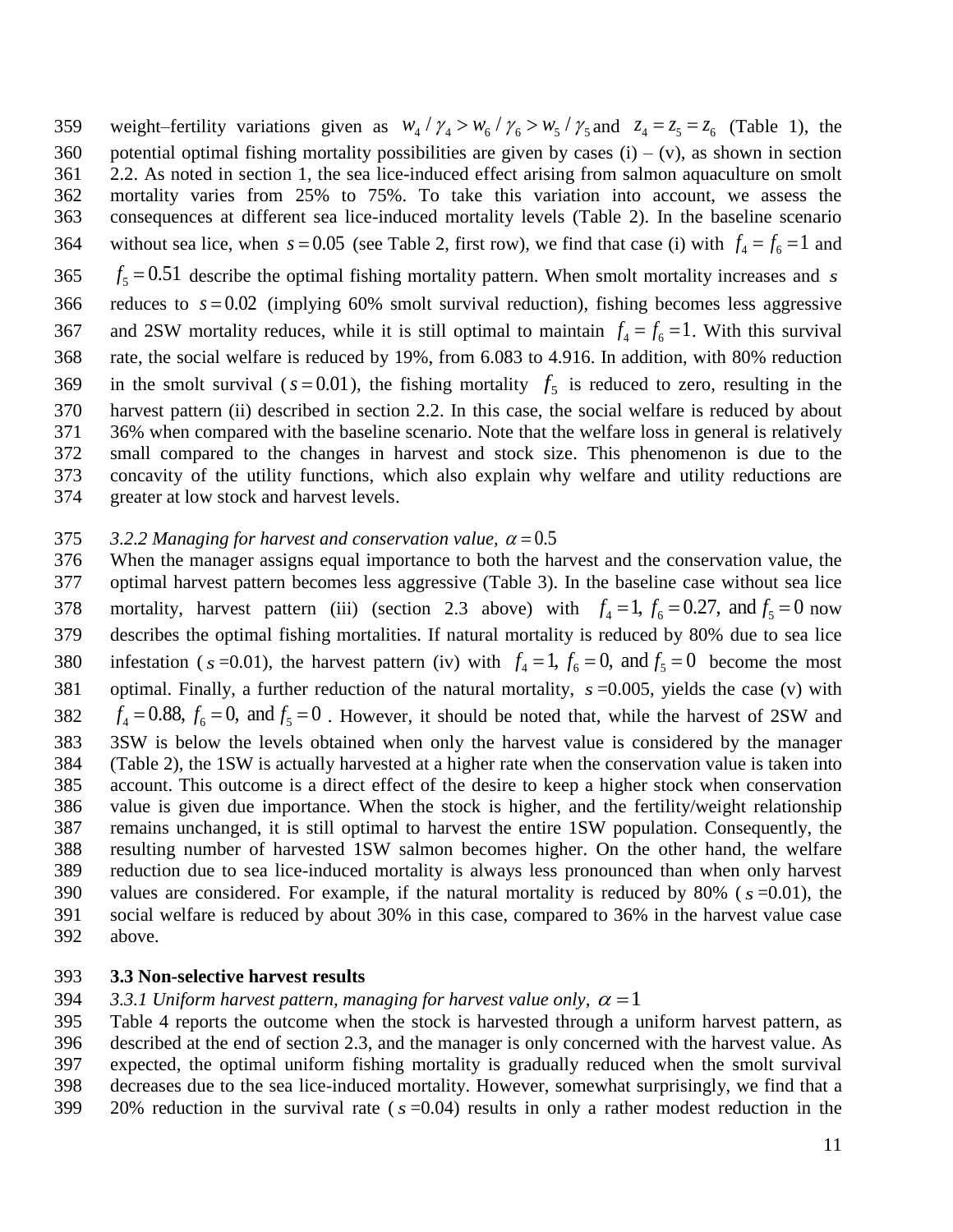weight–fertility variations given as $w_4 / \gamma_4 > w_6 / \gamma_6 > w_5 / \gamma_5$ and $z_4 = z_5 = z_6$ (Table 1), the potential optimal fishing mortality possibilities are given by cases (i) – (v), as shown in section 2.2. As noted in section 1, the sea lice-induced effect arising from salmon aquaculture on smolt mortality varies from 25% to 75%. To take this variation into account, we assess the consequences at different sea lice-induced mortality levels (Table 2). In the baseline scenario without sea lice, when $s = 0.05$ (see Table 2, first row), we find that case (i) with $f_4 = f_6 = 1$ and $f_5 = 0.51$ describe the optimal fishing mortality pattern. When smolt mortality increases and $s$ reduces to $s = 0.02$ (implying 60% smolt survival reduction), fishing becomes less aggressive and 2SW mortality reduces, while it is still optimal to maintain $f_4 = f_6 = 1$. With this survival rate, the social welfare is reduced by 19%, from 6.083 to 4.916. In addition, with 80% reduction in the smolt survival ($s = 0.01$), the fishing mortality $f_5$ is reduced to zero, resulting in the harvest pattern (ii) described in section 2.2. In this case, the social welfare is reduced by about 36% when compared with the baseline scenario. Note that the welfare loss in general is relatively small compared to the changes in harvest and stock size. This phenomenon is due to the concavity of the utility functions, which also explain why welfare and utility reductions are greater at low stock and harvest levels.

*3.2.2 Managing for harvest and conservation value, $\alpha = 0.5$*

When the manager assigns equal importance to both the harvest and the conservation value, the optimal harvest pattern becomes less aggressive (Table 3). In the baseline case without sea lice mortality, harvest pattern (iii) (section 2.3 above) with $f_4 = 1, f_6 = 0.27,$ and $f_5 = 0$ now describes the optimal fishing mortalities. If natural mortality is reduced by 80% due to sea lice infestation ($s$ =0.01), the harvest pattern (iv) with $f_4 = 1, f_6 = 0,$ and $f_5 = 0$ become the most optimal. Finally, a further reduction of the natural mortality, $s$ =0.005, yields the case (v) with $f_4 = 0.88, f_6 = 0,$ and $f_5 = 0$ . However, it should be noted that, while the harvest of 2SW and 3SW is below the levels obtained when only the harvest value is considered by the manager (Table 2), the 1SW is actually harvested at a higher rate when the conservation value is taken into account. This outcome is a direct effect of the desire to keep a higher stock when conservation value is given due importance. When the stock is higher, and the fertility/weight relationship remains unchanged, it is still optimal to harvest the entire 1SW population. Consequently, the resulting number of harvested 1SW salmon becomes higher. On the other hand, the welfare reduction due to sea lice-induced mortality is always less pronounced than when only harvest values are considered. For example, if the natural mortality is reduced by 80% ($s$ =0.01), the social welfare is reduced by about 30% in this case, compared to 36% in the harvest value case above.

**3.3 Non-selective harvest results**

*3.3.1 Uniform harvest pattern, managing for harvest value only, $\alpha = 1$*

Table 4 reports the outcome when the stock is harvested through a uniform harvest pattern, as described at the end of section 2.3, and the manager is only concerned with the harvest value. As expected, the optimal uniform fishing mortality is gradually reduced when the smolt survival decreases due to the sea lice-induced mortality. However, somewhat surprisingly, we find that a 20% reduction in the survival rate ($s$ =0.04) results in only a rather modest reduction in the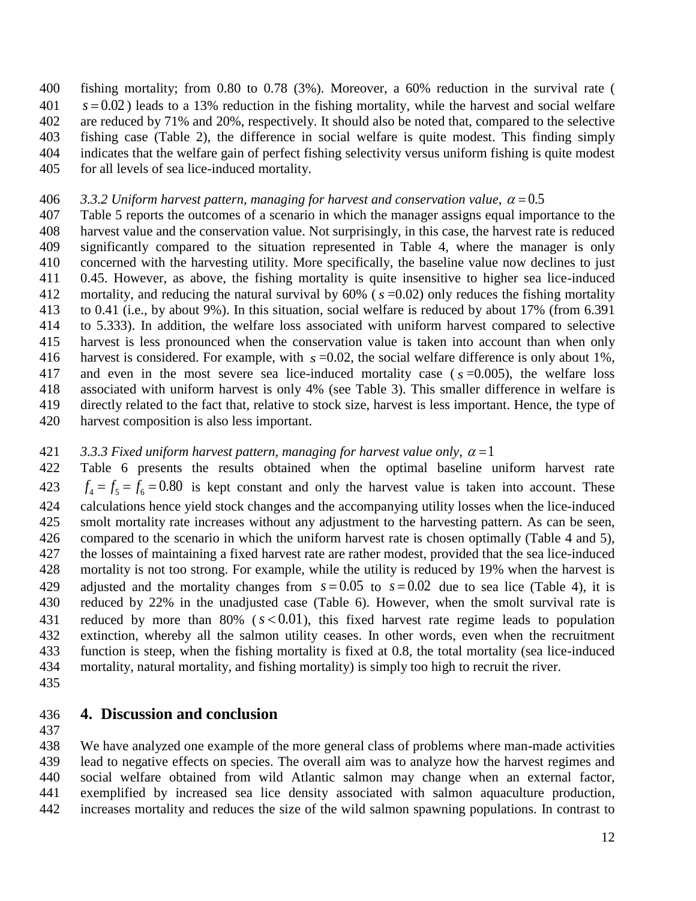fishing mortality; from 0.80 to 0.78 (3%). Moreover, a 60% reduction in the survival rate ($s = 0.02$) leads to a 13% reduction in the fishing mortality, while the harvest and social welfare are reduced by 71% and 20%, respectively. It should also be noted that, compared to the selective fishing case (Table 2), the difference in social welfare is quite modest. This finding simply indicates that the welfare gain of perfect fishing selectivity versus uniform fishing is quite modest for all levels of sea lice-induced mortality.

### *3.3.2 Uniform harvest pattern, managing for harvest and conservation value, $\alpha = 0.5$*

Table 5 reports the outcomes of a scenario in which the manager assigns equal importance to the harvest value and the conservation value. Not surprisingly, in this case, the harvest rate is reduced significantly compared to the situation represented in Table 4, where the manager is only concerned with the harvesting utility. More specifically, the baseline value now declines to just 0.45. However, as above, the fishing mortality is quite insensitive to higher sea lice-induced mortality, and reducing the natural survival by 60% ($s$ =0.02) only reduces the fishing mortality to 0.41 (i.e., by about 9%). In this situation, social welfare is reduced by about 17% (from 6.391 to 5.333). In addition, the welfare loss associated with uniform harvest compared to selective harvest is less pronounced when the conservation value is taken into account than when only harvest is considered. For example, with $s$ =0.02, the social welfare difference is only about 1%, and even in the most severe sea lice-induced mortality case ($s$ =0.005), the welfare loss associated with uniform harvest is only 4% (see Table 3). This smaller difference in welfare is directly related to the fact that, relative to stock size, harvest is less important. Hence, the type of harvest composition is also less important.

### *3.3.3 Fixed uniform harvest pattern, managing for harvest value only, $\alpha = 1$*

Table 6 presents the results obtained when the optimal baseline uniform harvest rate $f_4 = f_5 = f_6 = 0.80$ is kept constant and only the harvest value is taken into account. These calculations hence yield stock changes and the accompanying utility losses when the lice-induced smolt mortality rate increases without any adjustment to the harvesting pattern. As can be seen, compared to the scenario in which the uniform harvest rate is chosen optimally (Table 4 and 5), the losses of maintaining a fixed harvest rate are rather modest, provided that the sea lice-induced mortality is not too strong. For example, while the utility is reduced by 19% when the harvest is adjusted and the mortality changes from $s = 0.05$ to $s = 0.02$ due to sea lice (Table 4), it is reduced by 22% in the unadjusted case (Table 6). However, when the smolt survival rate is reduced by more than 80% ($s < 0.01$), this fixed harvest rate regime leads to population extinction, whereby all the salmon utility ceases. In other words, even when the recruitment function is steep, when the fishing mortality is fixed at 0.8, the total mortality (sea lice-induced mortality, natural mortality, and fishing mortality) is simply too high to recruit the river.

## 4. Discussion and conclusion

We have analyzed one example of the more general class of problems where man-made activities lead to negative effects on species. The overall aim was to analyze how the harvest regimes and social welfare obtained from wild Atlantic salmon may change when an external factor, exemplified by increased sea lice density associated with salmon aquaculture production, increases mortality and reduces the size of the wild salmon spawning populations. In contrast to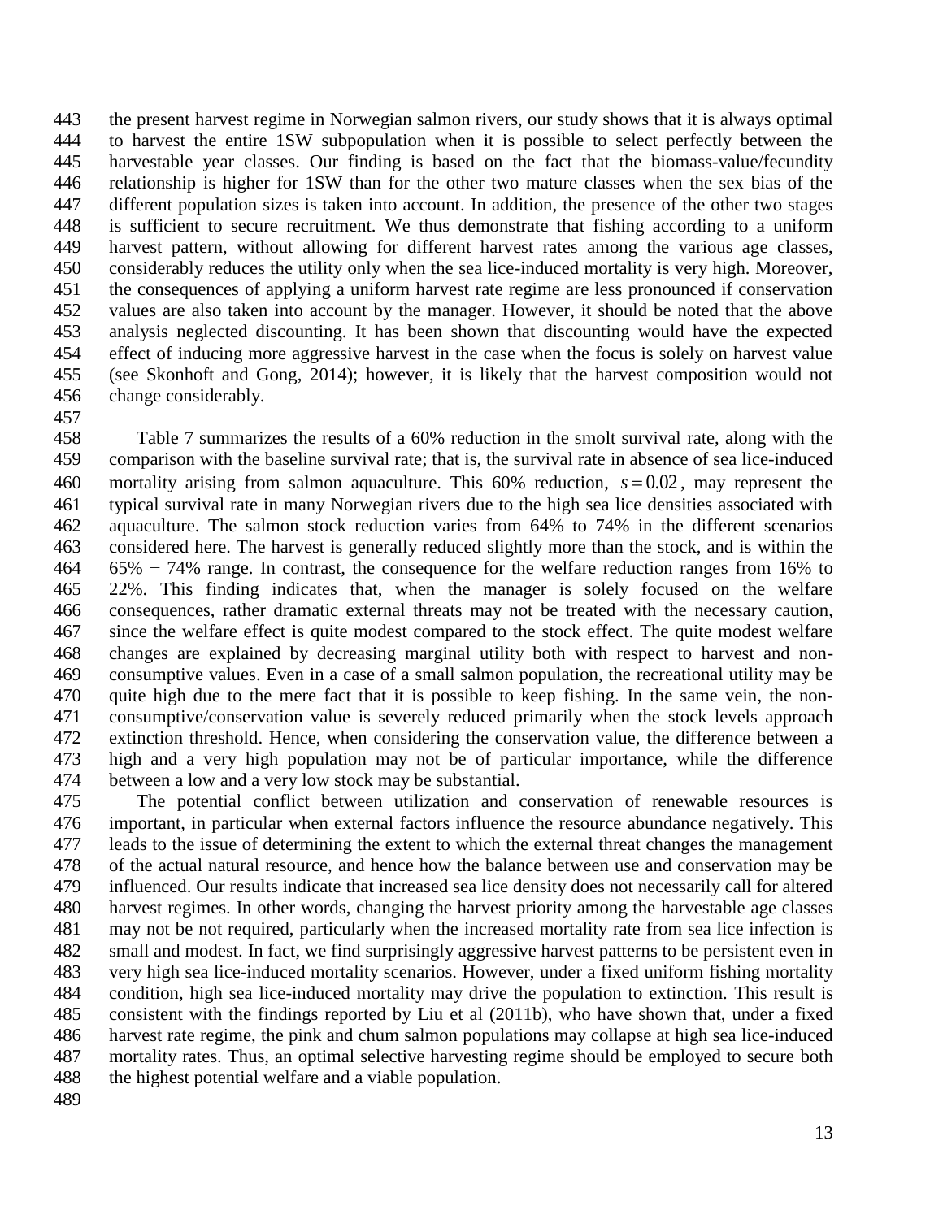the present harvest regime in Norwegian salmon rivers, our study shows that it is always optimal to harvest the entire 1SW subpopulation when it is possible to select perfectly between the harvestable year classes. Our finding is based on the fact that the biomass-value/fecundity relationship is higher for 1SW than for the other two mature classes when the sex bias of the different population sizes is taken into account. In addition, the presence of the other two stages is sufficient to secure recruitment. We thus demonstrate that fishing according to a uniform harvest pattern, without allowing for different harvest rates among the various age classes, considerably reduces the utility only when the sea lice-induced mortality is very high. Moreover, the consequences of applying a uniform harvest rate regime are less pronounced if conservation values are also taken into account by the manager. However, it should be noted that the above analysis neglected discounting. It has been shown that discounting would have the expected effect of inducing more aggressive harvest in the case when the focus is solely on harvest value (see Skonhoft and Gong, 2014); however, it is likely that the harvest composition would not change considerably.

Table 7 summarizes the results of a 60% reduction in the smolt survival rate, along with the comparison with the baseline survival rate; that is, the survival rate in absence of sea lice-induced mortality arising from salmon aquaculture. This 60% reduction, $s = 0.02$, may represent the typical survival rate in many Norwegian rivers due to the high sea lice densities associated with aquaculture. The salmon stock reduction varies from 64% to 74% in the different scenarios considered here. The harvest is generally reduced slightly more than the stock, and is within the 65% − 74% range. In contrast, the consequence for the welfare reduction ranges from 16% to 22%. This finding indicates that, when the manager is solely focused on the welfare consequences, rather dramatic external threats may not be treated with the necessary caution, since the welfare effect is quite modest compared to the stock effect. The quite modest welfare changes are explained by decreasing marginal utility both with respect to harvest and non-consumptive values. Even in a case of a small salmon population, the recreational utility may be quite high due to the mere fact that it is possible to keep fishing. In the same vein, the non-consumptive/conservation value is severely reduced primarily when the stock levels approach extinction threshold. Hence, when considering the conservation value, the difference between a high and a very high population may not be of particular importance, while the difference between a low and a very low stock may be substantial.

The potential conflict between utilization and conservation of renewable resources is important, in particular when external factors influence the resource abundance negatively. This leads to the issue of determining the extent to which the external threat changes the management of the actual natural resource, and hence how the balance between use and conservation may be influenced. Our results indicate that increased sea lice density does not necessarily call for altered harvest regimes. In other words, changing the harvest priority among the harvestable age classes may not be not required, particularly when the increased mortality rate from sea lice infection is small and modest. In fact, we find surprisingly aggressive harvest patterns to be persistent even in very high sea lice-induced mortality scenarios. However, under a fixed uniform fishing mortality condition, high sea lice-induced mortality may drive the population to extinction. This result is consistent with the findings reported by Liu et al (2011b), who have shown that, under a fixed harvest rate regime, the pink and chum salmon populations may collapse at high sea lice-induced mortality rates. Thus, an optimal selective harvesting regime should be employed to secure both the highest potential welfare and a viable population.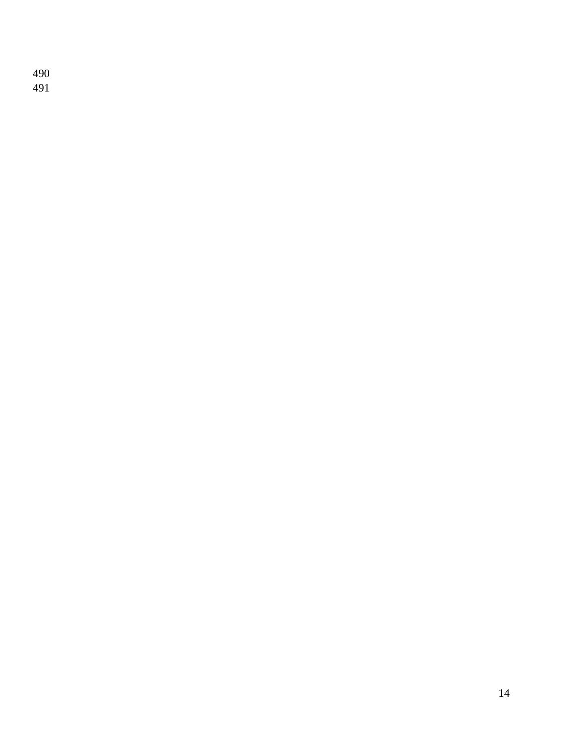490
491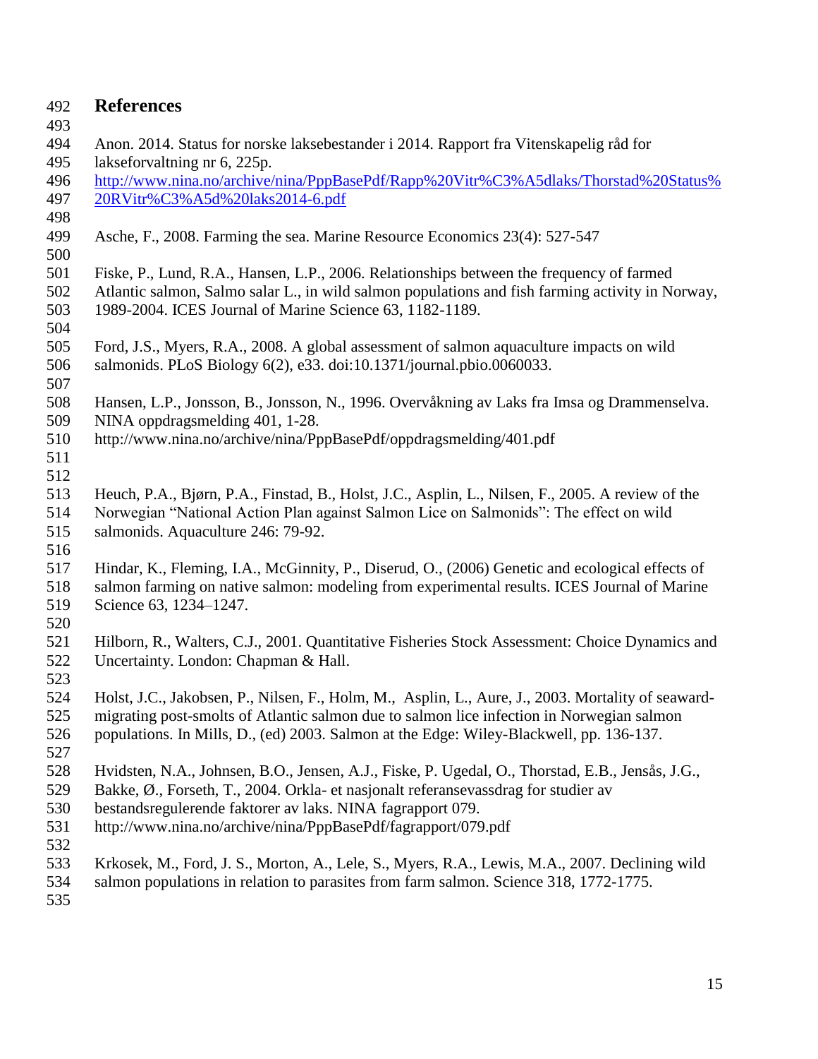## References

Anon. 2014. Status for norske laksebestander i 2014. Rapport fra Vitenskapelig råd for lakseforvaltning nr 6, 225p. http://www.nina.no/archive/nina/PppBasePdf/Rapp%20Vitr%C3%A5dlaks/Thorstad%20Status%20RVitr%C3%A5d%20laks2014-6.pdf

Asche, F., 2008. Farming the sea. Marine Resource Economics 23(4): 527-547

Fiske, P., Lund, R.A., Hansen, L.P., 2006. Relationships between the frequency of farmed Atlantic salmon, Salmo salar L., in wild salmon populations and fish farming activity in Norway, 1989-2004. ICES Journal of Marine Science 63, 1182-1189.

Ford, J.S., Myers, R.A., 2008. A global assessment of salmon aquaculture impacts on wild salmonids. PLoS Biology 6(2), e33. doi:10.1371/journal.pbio.0060033.

Hansen, L.P., Jonsson, B., Jonsson, N., 1996. Overvåkning av Laks fra Imsa og Drammenselva. NINA oppdragsmelding 401, 1-28. http://www.nina.no/archive/nina/PppBasePdf/oppdragsmelding/401.pdf

Heuch, P.A., Bjørn, P.A., Finstad, B., Holst, J.C., Asplin, L., Nilsen, F., 2005. A review of the Norwegian "National Action Plan against Salmon Lice on Salmonids": The effect on wild salmonids. Aquaculture 246: 79-92.

Hindar, K., Fleming, I.A., McGinnity, P., Diserud, O., (2006) Genetic and ecological effects of salmon farming on native salmon: modeling from experimental results. ICES Journal of Marine Science 63, 1234–1247.

Hilborn, R., Walters, C.J., 2001. Quantitative Fisheries Stock Assessment: Choice Dynamics and Uncertainty. London: Chapman & Hall.

Holst, J.C., Jakobsen, P., Nilsen, F., Holm, M., Asplin, L., Aure, J., 2003. Mortality of seaward-migrating post-smolts of Atlantic salmon due to salmon lice infection in Norwegian salmon populations. In Mills, D., (ed) 2003. Salmon at the Edge: Wiley-Blackwell, pp. 136-137.

Hvidsten, N.A., Johnsen, B.O., Jensen, A.J., Fiske, P. Ugedal, O., Thorstad, E.B., Jensås, J.G., Bakke, Ø., Forseth, T., 2004. Orkla- et nasjonalt referansevassdrag for studier av bestandsregulerende faktorer av laks. NINA fagrapport 079. http://www.nina.no/archive/nina/PppBasePdf/fagrapport/079.pdf

Krkosek, M., Ford, J. S., Morton, A., Lele, S., Myers, R.A., Lewis, M.A., 2007. Declining wild salmon populations in relation to parasites from farm salmon. Science 318, 1772-1775.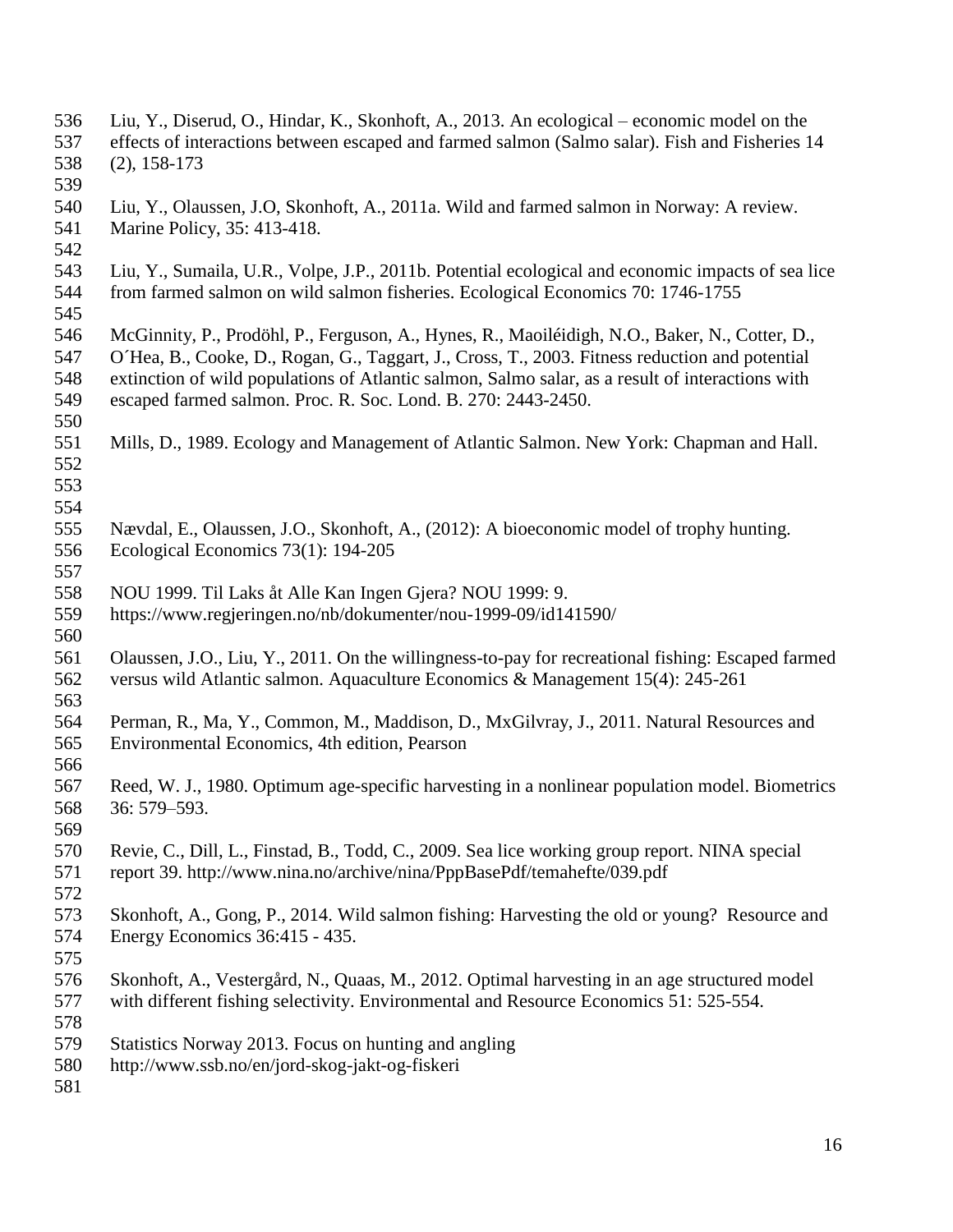Liu, Y., Diserud, O., Hindar, K., Skonhoft, A., 2013. An ecological – economic model on the effects of interactions between escaped and farmed salmon (Salmo salar). Fish and Fisheries 14 (2), 158-173

Liu, Y., Olaussen, J.O, Skonhoft, A., 2011a. Wild and farmed salmon in Norway: A review. Marine Policy, 35: 413-418.

Liu, Y., Sumaila, U.R., Volpe, J.P., 2011b. Potential ecological and economic impacts of sea lice from farmed salmon on wild salmon fisheries. Ecological Economics 70: 1746-1755

McGinnity, P., Prodöhl, P., Ferguson, A., Hynes, R., Maoiléidigh, N.O., Baker, N., Cotter, D., O´Hea, B., Cooke, D., Rogan, G., Taggart, J., Cross, T., 2003. Fitness reduction and potential extinction of wild populations of Atlantic salmon, Salmo salar, as a result of interactions with escaped farmed salmon. Proc. R. Soc. Lond. B. 270: 2443-2450.

Mills, D., 1989. Ecology and Management of Atlantic Salmon. New York: Chapman and Hall.

Nævdal, E., Olaussen, J.O., Skonhoft, A., (2012): A bioeconomic model of trophy hunting. Ecological Economics 73(1): 194-205

NOU 1999. Til Laks åt Alle Kan Ingen Gjera? NOU 1999: 9. https://www.regjeringen.no/nb/dokumenter/nou-1999-09/id141590/

Olaussen, J.O., Liu, Y., 2011. On the willingness-to-pay for recreational fishing: Escaped farmed versus wild Atlantic salmon. Aquaculture Economics & Management 15(4): 245-261

Perman, R., Ma, Y., Common, M., Maddison, D., MxGilvray, J., 2011. Natural Resources and Environmental Economics, 4th edition, Pearson

Reed, W. J., 1980. Optimum age-specific harvesting in a nonlinear population model. Biometrics 36: 579–593.

Revie, C., Dill, L., Finstad, B., Todd, C., 2009. Sea lice working group report. NINA special report 39. http://www.nina.no/archive/nina/PppBasePdf/temahefte/039.pdf

Skonhoft, A., Gong, P., 2014. Wild salmon fishing: Harvesting the old or young? Resource and Energy Economics 36:415 - 435.

Skonhoft, A., Vestergård, N., Quaas, M., 2012. Optimal harvesting in an age structured model with different fishing selectivity. Environmental and Resource Economics 51: 525-554.

Statistics Norway 2013. Focus on hunting and angling http://www.ssb.no/en/jord-skog-jakt-og-fiskeri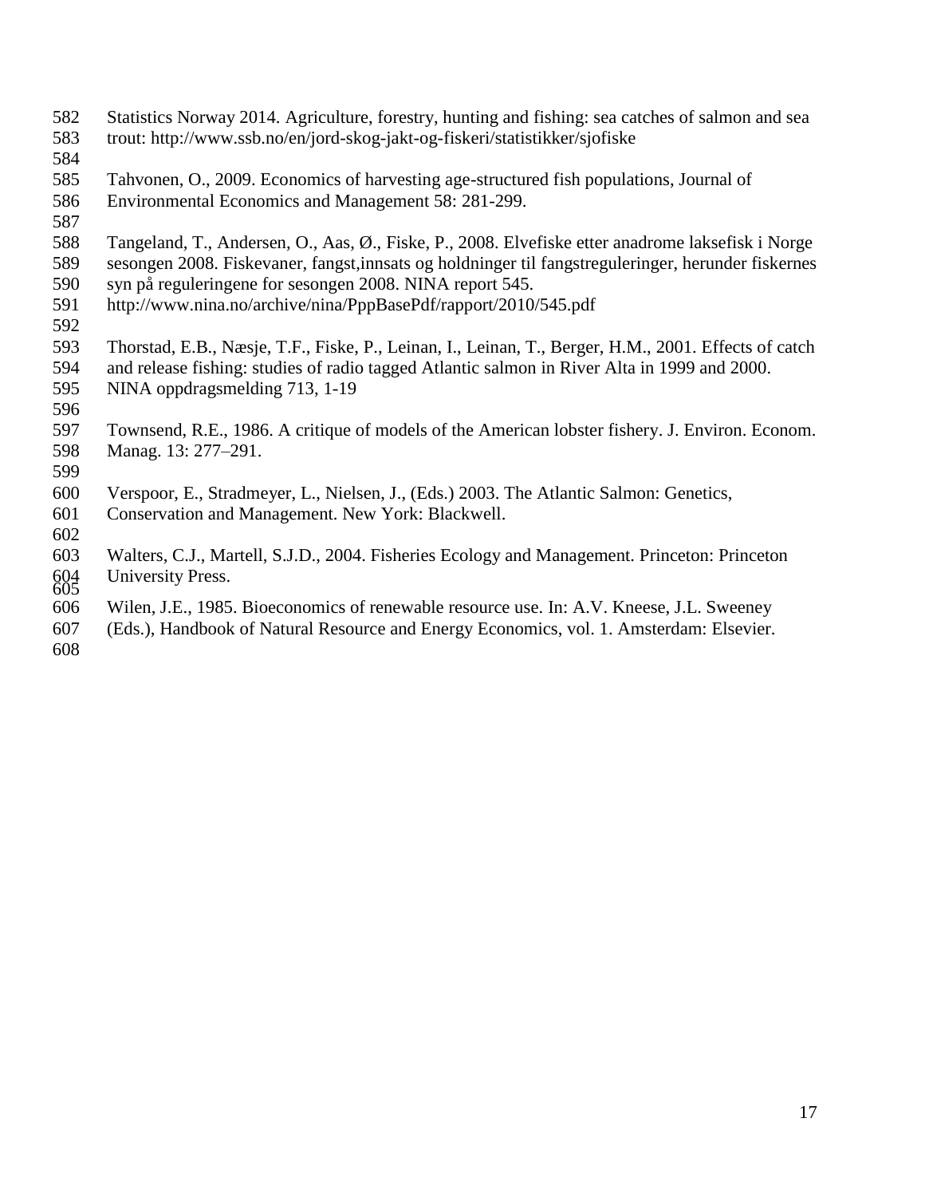Statistics Norway 2014. Agriculture, forestry, hunting and fishing: sea catches of salmon and sea trout: http://www.ssb.no/en/jord-skog-jakt-og-fiskeri/statistikker/sjofiske

Tahvonen, O., 2009. Economics of harvesting age-structured fish populations, Journal of Environmental Economics and Management 58: 281-299.

Tangeland, T., Andersen, O., Aas, Ø., Fiske, P., 2008. Elvefiske etter anadrome laksefisk i Norge sesongen 2008. Fiskevaner, fangst,innsats og holdninger til fangstreguleringer, herunder fiskernes syn på reguleringene for sesongen 2008. NINA report 545. http://www.nina.no/archive/nina/PppBasePdf/rapport/2010/545.pdf

Thorstad, E.B., Næsje, T.F., Fiske, P., Leinan, I., Leinan, T., Berger, H.M., 2001. Effects of catch and release fishing: studies of radio tagged Atlantic salmon in River Alta in 1999 and 2000. NINA oppdragsmelding 713, 1-19

Townsend, R.E., 1986. A critique of models of the American lobster fishery. J. Environ. Econom. Manag. 13: 277–291.

Verspoor, E., Stradmeyer, L., Nielsen, J., (Eds.) 2003. The Atlantic Salmon: Genetics, Conservation and Management. New York: Blackwell.

Walters, C.J., Martell, S.J.D., 2004. Fisheries Ecology and Management. Princeton: Princeton University Press.

Wilen, J.E., 1985. Bioeconomics of renewable resource use. In: A.V. Kneese, J.L. Sweeney (Eds.), Handbook of Natural Resource and Energy Economics, vol. 1. Amsterdam: Elsevier.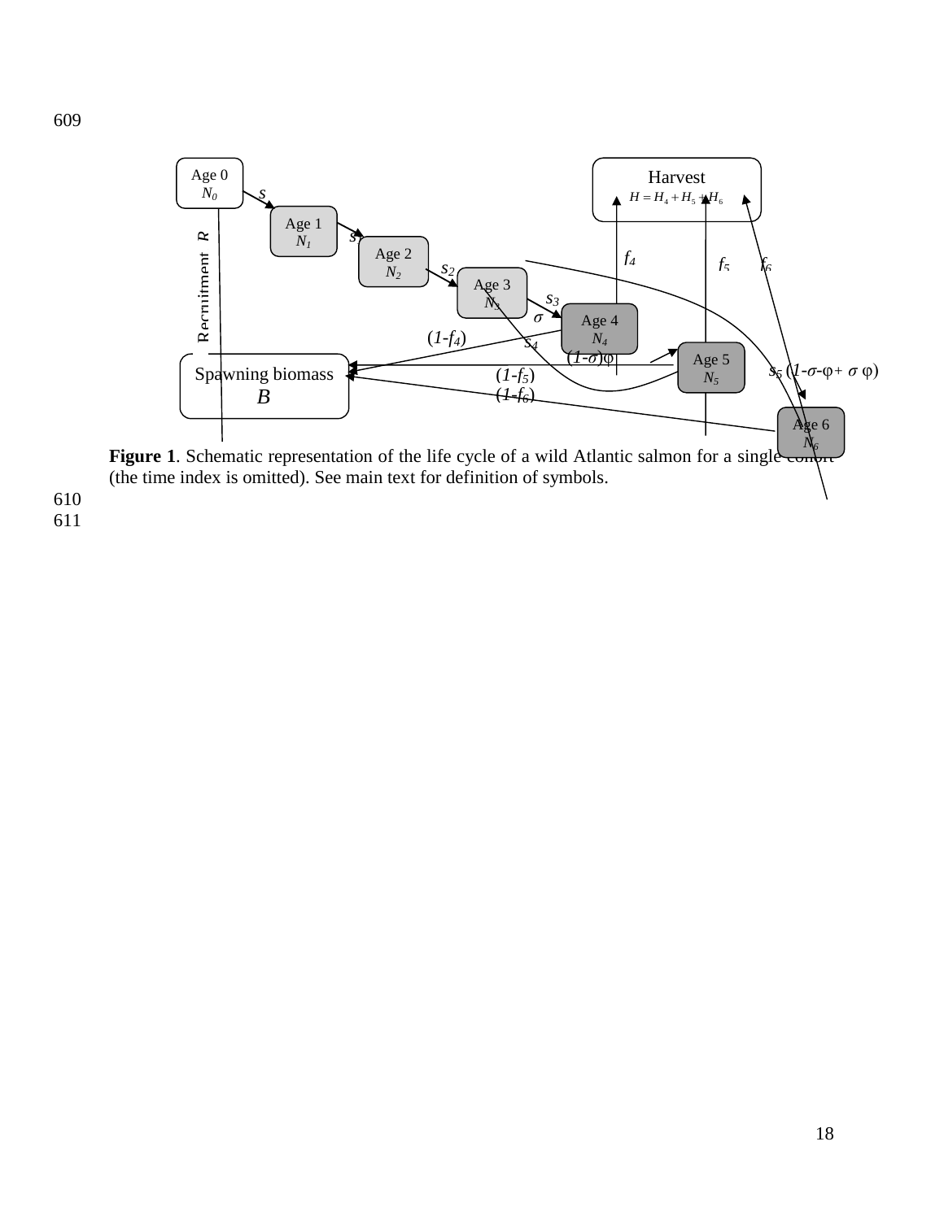Figure 1. Schematic representation of the life cycle of a wild Atlantic salmon for a single cohort (the time index is omitted). See main text for definition of symbols.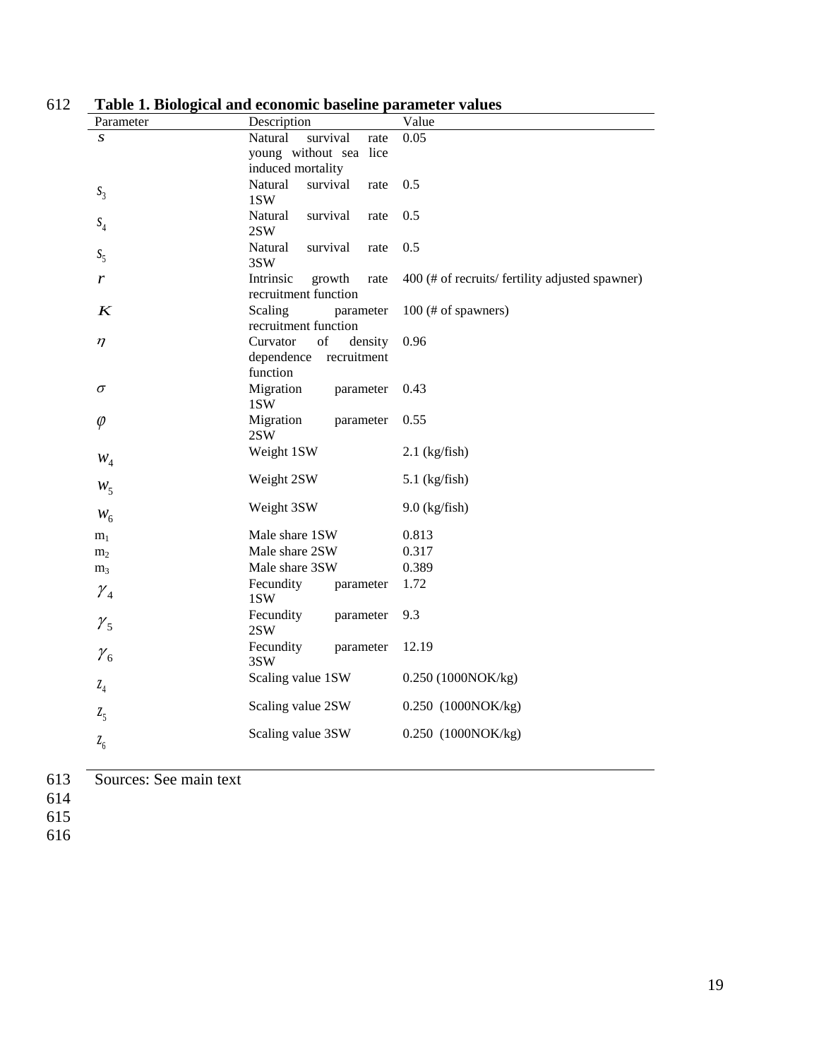**Table 1. Biological and economic baseline parameter values**

| Parameter | Description | Value |
|---|---|---|
| $s$ | Natural survival rate young without sea lice induced mortality | 0.05 |
| $s_3$ | Natural survival rate 1SW | 0.5 |
| $s_4$ | Natural survival rate 2SW | 0.5 |
| $s_5$ | Natural survival rate 3SW | 0.5 |
| $r$ | Intrinsic growth rate recruitment function | 400 (# of recruits/ fertility adjusted spawner) |
| $K$ | Scaling parameter recruitment function | 100 (# of spawners) |
| $\eta$ | Curvator of density dependence recruitment function | 0.96 |
| $\sigma$ | Migration parameter 1SW | 0.43 |
| $\varphi$ | Migration parameter 2SW | 0.55 |
| $w_4$ | Weight 1SW | 2.1 (kg/fish) |
| $w_5$ | Weight 2SW | 5.1 (kg/fish) |
| $w_6$ | Weight 3SW | 9.0 (kg/fish) |
| $m_1$ | Male share 1SW | 0.813 |
| $m_2$ | Male share 2SW | 0.317 |
| $m_3$ | Male share 3SW | 0.389 |
| $\gamma_4$ | Fecundity parameter 1SW | 1.72 |
| $\gamma_5$ | Fecundity parameter 2SW | 9.3 |
| $\gamma_6$ | Fecundity parameter 3SW | 12.19 |
| $z_4$ | Scaling value 1SW | 0.250 (1000NOK/kg) |
| $z_5$ | Scaling value 2SW | 0.250 (1000NOK/kg) |
| $z_6$ | Scaling value 3SW | 0.250 (1000NOK/kg) |

Sources: See main text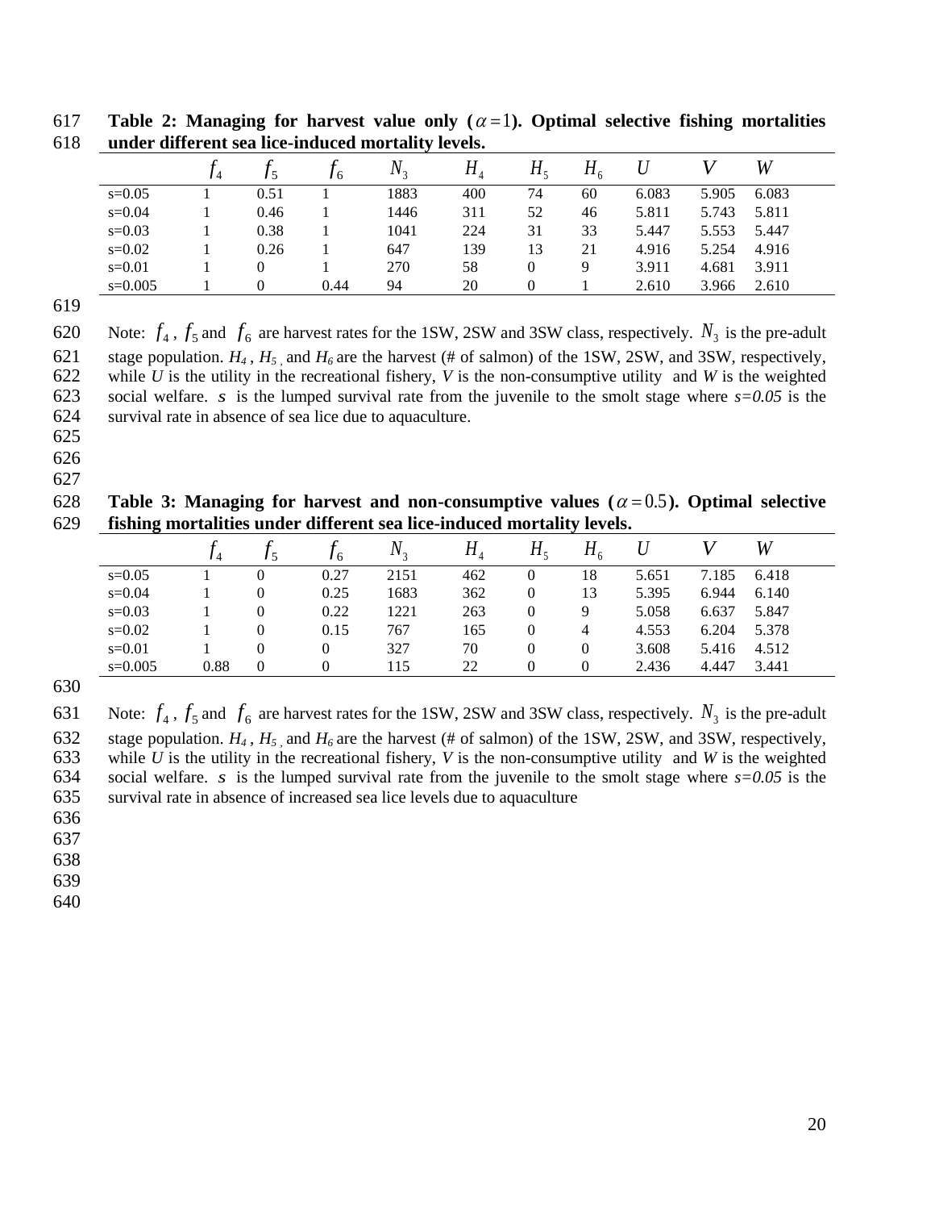**Table 2: Managing for harvest value only ($\alpha = 1$). Optimal selective fishing mortalities under different sea lice-induced mortality levels.**

| | $f_4$ | $f_5$ | $f_6$ | $N_3$ | $H_4$ | $H_5$ | $H_6$ | $U$ | $V$ | $W$ |
|---|---|---|---|---|---|---|---|---|---|---|
| s=0.05 | 1 | 0.51 | 1 | 1883 | 400 | 74 | 60 | 6.083 | 5.905 | 6.083 |
| s=0.04 | 1 | 0.46 | 1 | 1446 | 311 | 52 | 46 | 5.811 | 5.743 | 5.811 |
| s=0.03 | 1 | 0.38 | 1 | 1041 | 224 | 31 | 33 | 5.447 | 5.553 | 5.447 |
| s=0.02 | 1 | 0.26 | 1 | 647 | 139 | 13 | 21 | 4.916 | 5.254 | 4.916 |
| s=0.01 | 1 | 0 | 1 | 270 | 58 | 0 | 9 | 3.911 | 4.681 | 3.911 |
| s=0.005 | 1 | 0 | 0.44 | 94 | 20 | 0 | 1 | 2.610 | 3.966 | 2.610 |

Note: $f_4$ , $f_5$ and $f_6$ are harvest rates for the 1SW, 2SW and 3SW class, respectively. $N_3$ is the pre-adult stage population. $H_4$ , $H_5$ , and $H_6$ are the harvest (# of salmon) of the 1SW, 2SW, and 3SW, respectively, while $U$ is the utility in the recreational fishery, $V$ is the non-consumptive utility and $W$ is the weighted social welfare. $s$ is the lumped survival rate from the juvenile to the smolt stage where $s=0.05$ is the survival rate in absence of sea lice due to aquaculture.

**Table 3: Managing for harvest and non-consumptive values ($\alpha = 0.5$). Optimal selective fishing mortalities under different sea lice-induced mortality levels.**

| | $f_4$ | $f_5$ | $f_6$ | $N_3$ | $H_4$ | $H_5$ | $H_6$ | $U$ | $V$ | $W$ |
|---|---|---|---|---|---|---|---|---|---|---|
| s=0.05 | 1 | 0 | 0.27 | 2151 | 462 | 0 | 18 | 5.651 | 7.185 | 6.418 |
| s=0.04 | 1 | 0 | 0.25 | 1683 | 362 | 0 | 13 | 5.395 | 6.944 | 6.140 |
| s=0.03 | 1 | 0 | 0.22 | 1221 | 263 | 0 | 9 | 5.058 | 6.637 | 5.847 |
| s=0.02 | 1 | 0 | 0.15 | 767 | 165 | 0 | 4 | 4.553 | 6.204 | 5.378 |
| s=0.01 | 1 | 0 | 0 | 327 | 70 | 0 | 0 | 3.608 | 5.416 | 4.512 |
| s=0.005 | 0.88 | 0 | 0 | 115 | 22 | 0 | 0 | 2.436 | 4.447 | 3.441 |

Note: $f_4$ , $f_5$ and $f_6$ are harvest rates for the 1SW, 2SW and 3SW class, respectively. $N_3$ is the pre-adult stage population. $H_4$ , $H_5$ , and $H_6$ are the harvest (# of salmon) of the 1SW, 2SW, and 3SW, respectively, while $U$ is the utility in the recreational fishery, $V$ is the non-consumptive utility and $W$ is the weighted social welfare. $s$ is the lumped survival rate from the juvenile to the smolt stage where $s=0.05$ is the survival rate in absence of increased sea lice levels due to aquaculture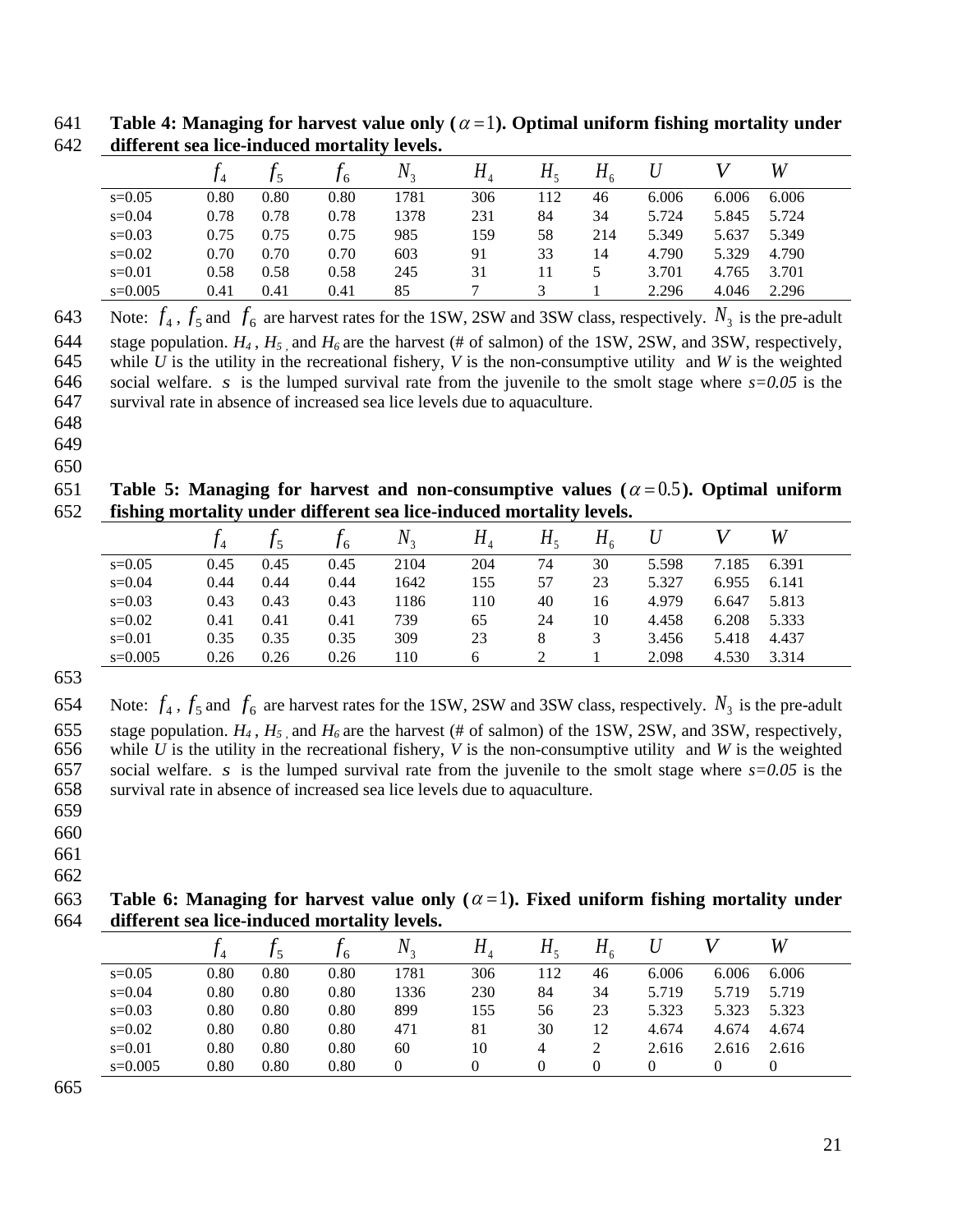**Table 4: Managing for harvest value only ($\alpha = 1$). Optimal uniform fishing mortality under different sea lice-induced mortality levels.**

| | $f_4$ | $f_5$ | $f_6$ | $N_3$ | $H_4$ | $H_5$ | $H_6$ | $U$ | $V$ | $W$ |
|---|---|---|---|---|---|---|---|---|---|---|
| s=0.05 | 0.80 | 0.80 | 0.80 | 1781 | 306 | 112 | 46 | 6.006 | 6.006 | 6.006 |
| s=0.04 | 0.78 | 0.78 | 0.78 | 1378 | 231 | 84 | 34 | 5.724 | 5.845 | 5.724 |
| s=0.03 | 0.75 | 0.75 | 0.75 | 985 | 159 | 58 | 214 | 5.349 | 5.637 | 5.349 |
| s=0.02 | 0.70 | 0.70 | 0.70 | 603 | 91 | 33 | 14 | 4.790 | 5.329 | 4.790 |
| s=0.01 | 0.58 | 0.58 | 0.58 | 245 | 31 | 11 | 5 | 3.701 | 4.765 | 3.701 |
| s=0.005 | 0.41 | 0.41 | 0.41 | 85 | 7 | 3 | 1 | 2.296 | 4.046 | 2.296 |

Note: $f_4$, $f_5$ and $f_6$ are harvest rates for the 1SW, 2SW and 3SW class, respectively. $N_3$ is the pre-adult stage population. $H_4$, $H_5$, and $H_6$ are the harvest (# of salmon) of the 1SW, 2SW, and 3SW, respectively, while $U$ is the utility in the recreational fishery, $V$ is the non-consumptive utility and $W$ is the weighted social welfare. $s$ is the lumped survival rate from the juvenile to the smolt stage where $s=0.05$ is the survival rate in absence of increased sea lice levels due to aquaculture.

**Table 5: Managing for harvest and non-consumptive values ($\alpha = 0.5$). Optimal uniform fishing mortality under different sea lice-induced mortality levels.**

| | $f_4$ | $f_5$ | $f_6$ | $N_3$ | $H_4$ | $H_5$ | $H_6$ | $U$ | $V$ | $W$ |
|---|---|---|---|---|---|---|---|---|---|---|
| s=0.05 | 0.45 | 0.45 | 0.45 | 2104 | 204 | 74 | 30 | 5.598 | 7.185 | 6.391 |
| s=0.04 | 0.44 | 0.44 | 0.44 | 1642 | 155 | 57 | 23 | 5.327 | 6.955 | 6.141 |
| s=0.03 | 0.43 | 0.43 | 0.43 | 1186 | 110 | 40 | 16 | 4.979 | 6.647 | 5.813 |
| s=0.02 | 0.41 | 0.41 | 0.41 | 739 | 65 | 24 | 10 | 4.458 | 6.208 | 5.333 |
| s=0.01 | 0.35 | 0.35 | 0.35 | 309 | 23 | 8 | 3 | 3.456 | 5.418 | 4.437 |
| s=0.005 | 0.26 | 0.26 | 0.26 | 110 | 6 | 2 | 1 | 2.098 | 4.530 | 3.314 |

Note: $f_4$, $f_5$ and $f_6$ are harvest rates for the 1SW, 2SW and 3SW class, respectively. $N_3$ is the pre-adult stage population. $H_4$, $H_5$, and $H_6$ are the harvest (# of salmon) of the 1SW, 2SW, and 3SW, respectively, while $U$ is the utility in the recreational fishery, $V$ is the non-consumptive utility and $W$ is the weighted social welfare. $s$ is the lumped survival rate from the juvenile to the smolt stage where $s=0.05$ is the survival rate in absence of increased sea lice levels due to aquaculture.

**Table 6: Managing for harvest value only ($\alpha = 1$). Fixed uniform fishing mortality under different sea lice-induced mortality levels.**

| | $f_4$ | $f_5$ | $f_6$ | $N_3$ | $H_4$ | $H_5$ | $H_6$ | $U$ | $V$ | $W$ |
|---|---|---|---|---|---|---|---|---|---|---|
| s=0.05 | 0.80 | 0.80 | 0.80 | 1781 | 306 | 112 | 46 | 6.006 | 6.006 | 6.006 |
| s=0.04 | 0.80 | 0.80 | 0.80 | 1336 | 230 | 84 | 34 | 5.719 | 5.719 | 5.719 |
| s=0.03 | 0.80 | 0.80 | 0.80 | 899 | 155 | 56 | 23 | 5.323 | 5.323 | 5.323 |
| s=0.02 | 0.80 | 0.80 | 0.80 | 471 | 81 | 30 | 12 | 4.674 | 4.674 | 4.674 |
| s=0.01 | 0.80 | 0.80 | 0.80 | 60 | 10 | 4 | 2 | 2.616 | 2.616 | 2.616 |
| s=0.005 | 0.80 | 0.80 | 0.80 | 0 | 0 | 0 | 0 | 0 | 0 | 0 |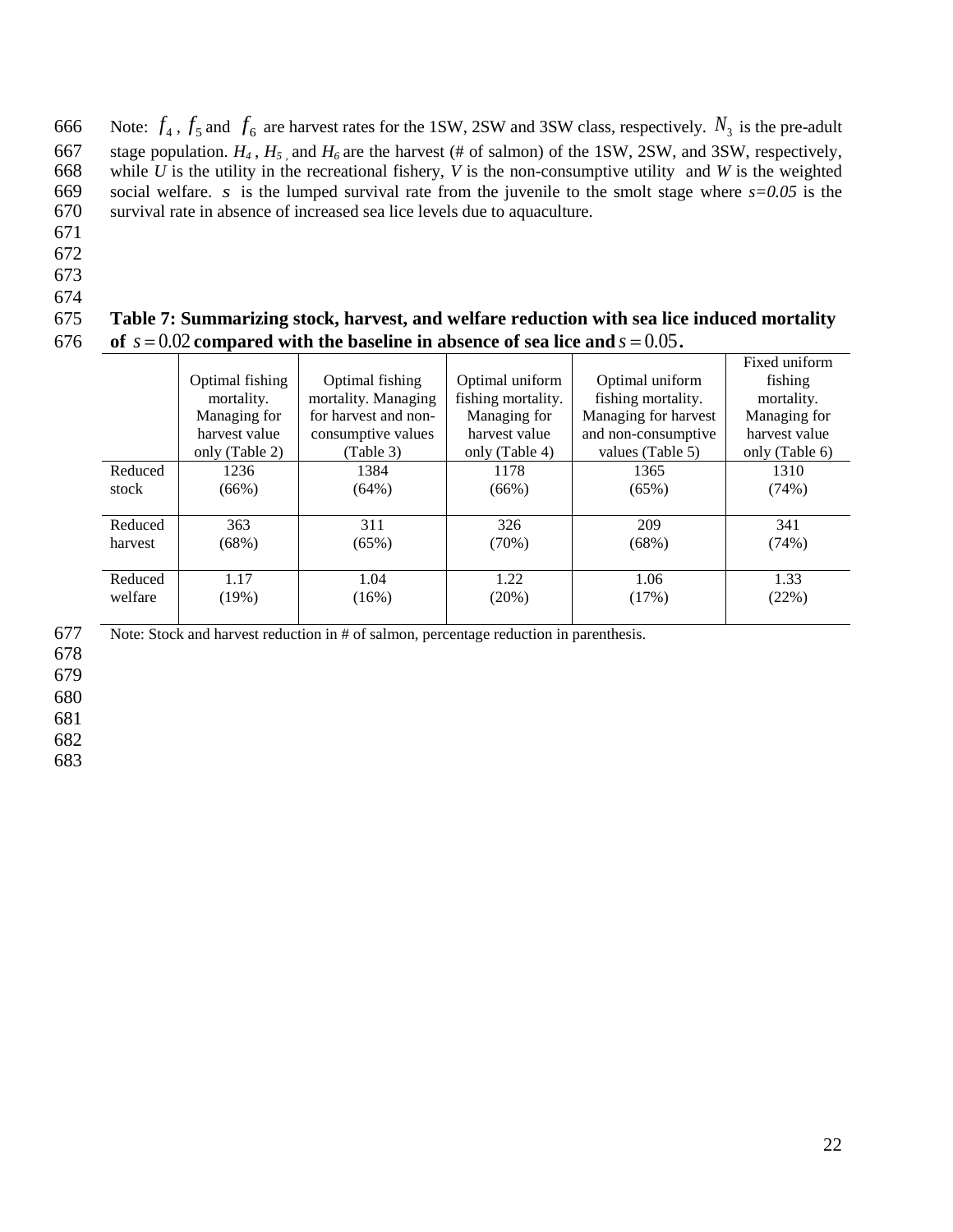Note: $f_4$, $f_5$ and $f_6$ are harvest rates for the 1SW, 2SW and 3SW class, respectively. $N_3$ is the pre-adult stage population. $H_4$, $H_5$, and $H_6$ are the harvest (# of salmon) of the 1SW, 2SW, and 3SW, respectively, while $U$ is the utility in the recreational fishery, $V$ is the non-consumptive utility and $W$ is the weighted social welfare. $s$ is the lumped survival rate from the juvenile to the smolt stage where $s=0.05$ is the survival rate in absence of increased sea lice levels due to aquaculture.

**Table 7: Summarizing stock, harvest, and welfare reduction with sea lice induced mortality of $s = 0.02$ compared with the baseline in absence of sea lice and $s = 0.05$.**

| | Optimal fishing mortality. Managing for harvest value only (Table 2) | Optimal fishing mortality. Managing for harvest and non-consumptive values (Table 3) | Optimal uniform fishing mortality. Managing for harvest value only (Table 4) | Optimal uniform fishing mortality. Managing for harvest and non-consumptive values (Table 5) | Fixed uniform fishing mortality. Managing for harvest value only (Table 6) |
|---|---|---|---|---|---|
| Reduced stock | 1236 (66%) | 1384 (64%) | 1178 (66%) | 1365 (65%) | 1310 (74%) |
| Reduced harvest | 363 (68%) | 311 (65%) | 326 (70%) | 209 (68%) | 341 (74%) |
| Reduced welfare | 1.17 (19%) | 1.04 (16%) | 1.22 (20%) | 1.06 (17%) | 1.33 (22%) |

Note: Stock and harvest reduction in # of salmon, percentage reduction in parenthesis.